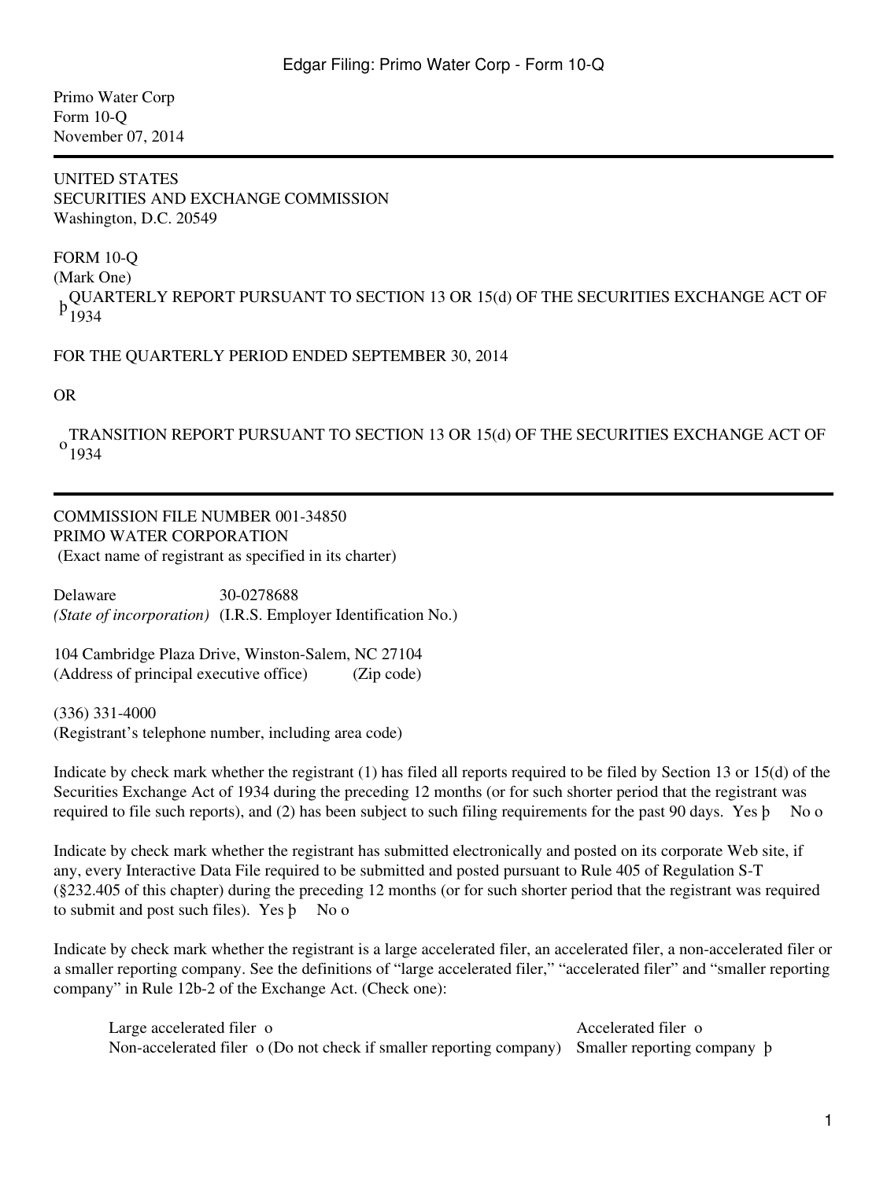Primo Water Corp
Form 10-Q
November 07, 2014

---

UNITED STATES
SECURITIES AND EXCHANGE COMMISSION
Washington, D.C. 20549

FORM 10-Q
(Mark One)

þ QUARTERLY REPORT PURSUANT TO SECTION 13 OR 15(d) OF THE SECURITIES EXCHANGE ACT OF 1934

FOR THE QUARTERLY PERIOD ENDED SEPTEMBER 30, 2014

OR

o TRANSITION REPORT PURSUANT TO SECTION 13 OR 15(d) OF THE SECURITIES EXCHANGE ACT OF 1934

---

COMMISSION FILE NUMBER 001-34850
PRIMO WATER CORPORATION
(Exact name of registrant as specified in its charter)

| Delaware | 30-0278688 |
|---|---|
| *(State of incorporation)* | (I.R.S. Employer Identification No.) |

104 Cambridge Plaza Drive, Winston-Salem, NC 27104
(Address of principal executive office) (Zip code)

(336) 331-4000
(Registrant's telephone number, including area code)

Indicate by check mark whether the registrant (1) has filed all reports required to be filed by Section 13 or 15(d) of the Securities Exchange Act of 1934 during the preceding 12 months (or for such shorter period that the registrant was required to file such reports), and (2) has been subject to such filing requirements for the past 90 days. Yes þ No o

Indicate by check mark whether the registrant has submitted electronically and posted on its corporate Web site, if any, every Interactive Data File required to be submitted and posted pursuant to Rule 405 of Regulation S-T (§232.405 of this chapter) during the preceding 12 months (or for such shorter period that the registrant was required to submit and post such files). Yes þ No o

Indicate by check mark whether the registrant is a large accelerated filer, an accelerated filer, a non-accelerated filer or a smaller reporting company. See the definitions of "large accelerated filer," "accelerated filer" and "smaller reporting company" in Rule 12b-2 of the Exchange Act. (Check one):

| Large accelerated filer o | Accelerated filer o |
|---|---|
| Non-accelerated filer o (Do not check if smaller reporting company) | Smaller reporting company þ |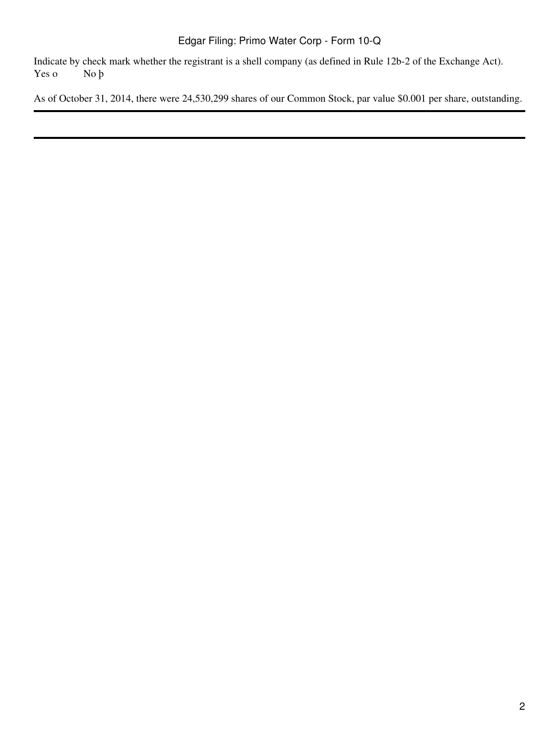Indicate by check mark whether the registrant is a shell company (as defined in Rule 12b-2 of the Exchange Act).
Yes o No þ

As of October 31, 2014, there were 24,530,299 shares of our Common Stock, par value $0.001 per share, outstanding.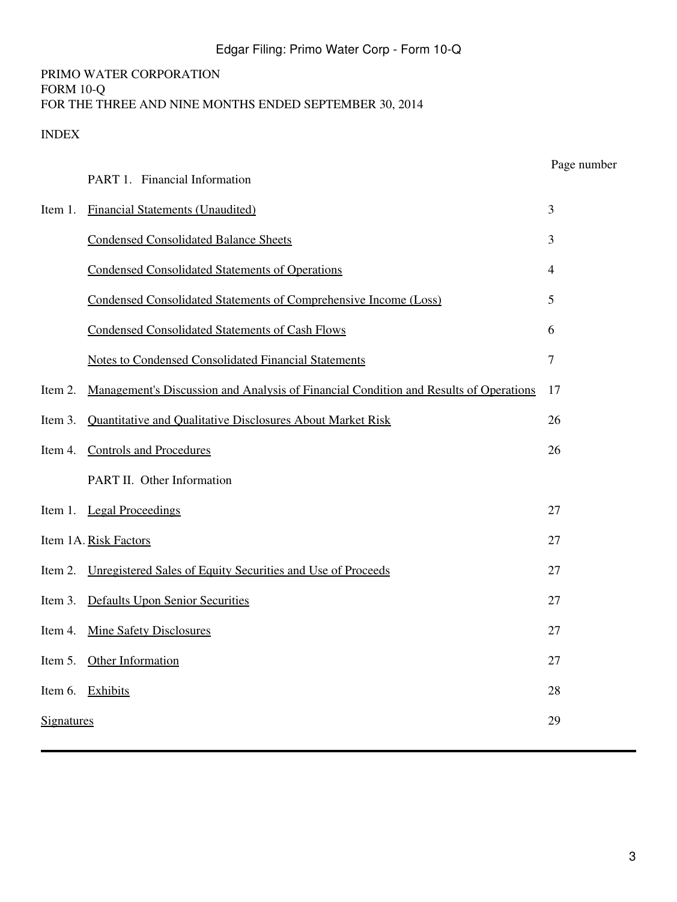PRIMO WATER CORPORATION
FORM 10-Q
FOR THE THREE AND NINE MONTHS ENDED SEPTEMBER 30, 2014

INDEX

| | | Page number |
|---|---|---|
| | PART 1. Financial Information | |
| Item 1. | Financial Statements (Unaudited) | 3 |
| | Condensed Consolidated Balance Sheets | 3 |
| | Condensed Consolidated Statements of Operations | 4 |
| | Condensed Consolidated Statements of Comprehensive Income (Loss) | 5 |
| | Condensed Consolidated Statements of Cash Flows | 6 |
| | Notes to Condensed Consolidated Financial Statements | 7 |
| Item 2. | Management's Discussion and Analysis of Financial Condition and Results of Operations | 17 |
| Item 3. | Quantitative and Qualitative Disclosures About Market Risk | 26 |
| Item 4. | Controls and Procedures | 26 |
| | PART II. Other Information | |
| Item 1. | Legal Proceedings | 27 |
| Item 1A. | Risk Factors | 27 |
| Item 2. | Unregistered Sales of Equity Securities and Use of Proceeds | 27 |
| Item 3. | Defaults Upon Senior Securities | 27 |
| Item 4. | Mine Safety Disclosures | 27 |
| Item 5. | Other Information | 27 |
| Item 6. | Exhibits | 28 |
| Signatures | | 29 |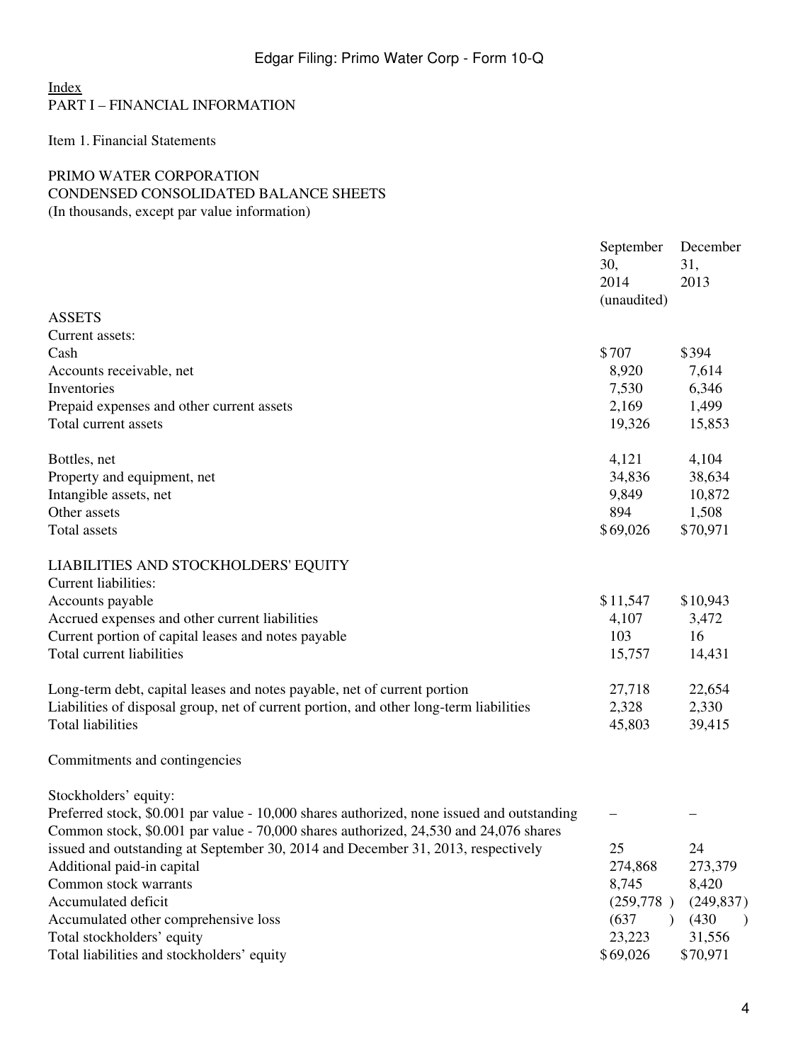Index
PART I – FINANCIAL INFORMATION

Item 1. Financial Statements

PRIMO WATER CORPORATION
CONDENSED CONSOLIDATED BALANCE SHEETS
(In thousands, except par value information)

| | September 30, 2014 (unaudited) | December 31, 2013 |
|---|---|---|
| ASSETS | | |
| Current assets: | | |
| Cash | $707 | $394 |
| Accounts receivable, net | 8,920 | 7,614 |
| Inventories | 7,530 | 6,346 |
| Prepaid expenses and other current assets | 2,169 | 1,499 |
| Total current assets | 19,326 | 15,853 |
| | | |
| Bottles, net | 4,121 | 4,104 |
| Property and equipment, net | 34,836 | 38,634 |
| Intangible assets, net | 9,849 | 10,872 |
| Other assets | 894 | 1,508 |
| Total assets | $69,026 | $70,971 |
| | | |
| LIABILITIES AND STOCKHOLDERS' EQUITY | | |
| Current liabilities: | | |
| Accounts payable | $11,547 | $10,943 |
| Accrued expenses and other current liabilities | 4,107 | 3,472 |
| Current portion of capital leases and notes payable | 103 | 16 |
| Total current liabilities | 15,757 | 14,431 |
| | | |
| Long-term debt, capital leases and notes payable, net of current portion | 27,718 | 22,654 |
| Liabilities of disposal group, net of current portion, and other long-term liabilities | 2,328 | 2,330 |
| Total liabilities | 45,803 | 39,415 |
| | | |
| Commitments and contingencies | | |
| | | |
| Stockholders' equity: | | |
| Preferred stock, $0.001 par value - 10,000 shares authorized, none issued and outstanding | – | – |
| Common stock, $0.001 par value - 70,000 shares authorized, 24,530 and 24,076 shares issued and outstanding at September 30, 2014 and December 31, 2013, respectively | 25 | 24 |
| Additional paid-in capital | 274,868 | 273,379 |
| Common stock warrants | 8,745 | 8,420 |
| Accumulated deficit | (259,778) | (249,837) |
| Accumulated other comprehensive loss | (637) | (430) |
| Total stockholders' equity | 23,223 | 31,556 |
| Total liabilities and stockholders' equity | $69,026 | $70,971 |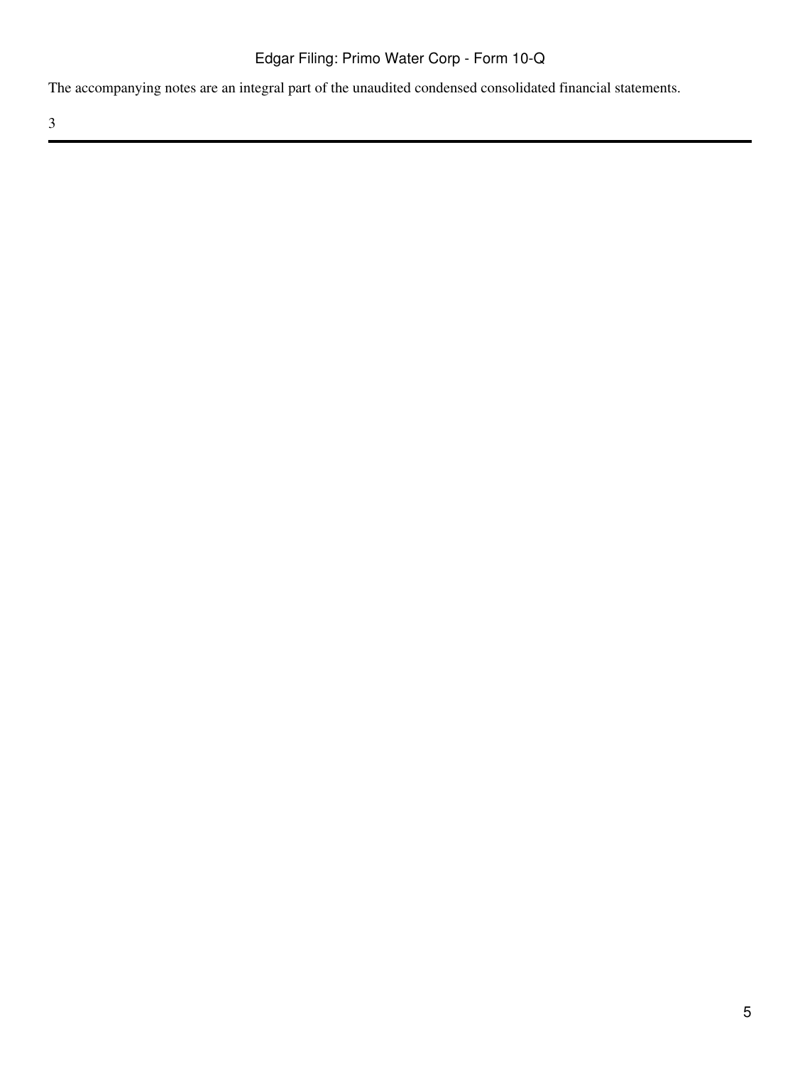The accompanying notes are an integral part of the unaudited condensed consolidated financial statements.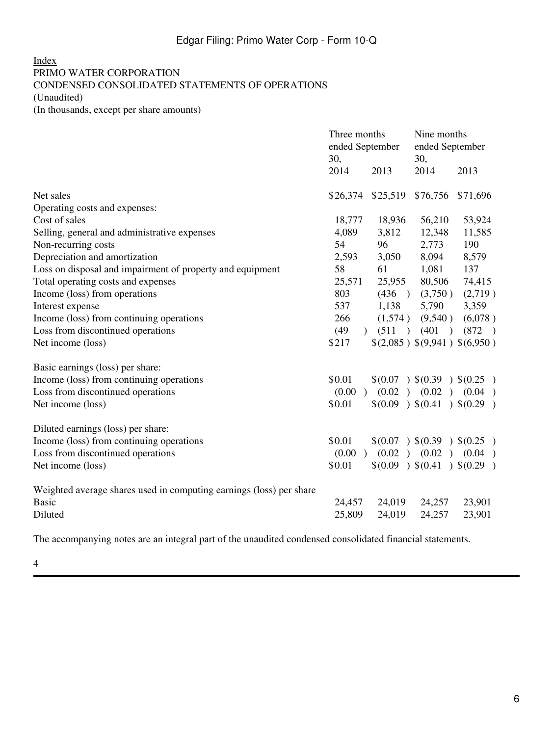[Index](#)

PRIMO WATER CORPORATION
CONDENSED CONSOLIDATED STATEMENTS OF OPERATIONS
(Unaudited)
(In thousands, except per share amounts)

| | Three months ended September 30, | | Nine months ended September 30, | |
|---|---|---|---|---|
| | 2014 | 2013 | 2014 | 2013 |
| Net sales | $26,374 | $25,519 | $76,756 | $71,696 |
| Operating costs and expenses: | | | | |
| Cost of sales | 18,777 | 18,936 | 56,210 | 53,924 |
| Selling, general and administrative expenses | 4,089 | 3,812 | 12,348 | 11,585 |
| Non-recurring costs | 54 | 96 | 2,773 | 190 |
| Depreciation and amortization | 2,593 | 3,050 | 8,094 | 8,579 |
| Loss on disposal and impairment of property and equipment | 58 | 61 | 1,081 | 137 |
| Total operating costs and expenses | 25,571 | 25,955 | 80,506 | 74,415 |
| Income (loss) from operations | 803 | (436) | (3,750) | (2,719) |
| Interest expense | 537 | 1,138 | 5,790 | 3,359 |
| Income (loss) from continuing operations | 266 | (1,574) | (9,540) | (6,078) |
| Loss from discontinued operations | (49) | (511) | (401) | (872) |
| Net income (loss) | $217 | $(2,085) | $(9,941) | $(6,950) |
| | | | | |
| Basic earnings (loss) per share: | | | | |
| Income (loss) from continuing operations | $0.01 | $(0.07) | $(0.39) | $(0.25) |
| Loss from discontinued operations | (0.00) | (0.02) | (0.02) | (0.04) |
| Net income (loss) | $0.01 | $(0.09) | $(0.41) | $(0.29) |
| | | | | |
| Diluted earnings (loss) per share: | | | | |
| Income (loss) from continuing operations | $0.01 | $(0.07) | $(0.39) | $(0.25) |
| Loss from discontinued operations | (0.00) | (0.02) | (0.02) | (0.04) |
| Net income (loss) | $0.01 | $(0.09) | $(0.41) | $(0.29) |
| | | | | |
| Weighted average shares used in computing earnings (loss) per share | | | | |
| Basic | 24,457 | 24,019 | 24,257 | 23,901 |
| Diluted | 25,809 | 24,019 | 24,257 | 23,901 |

The accompanying notes are an integral part of the unaudited condensed consolidated financial statements.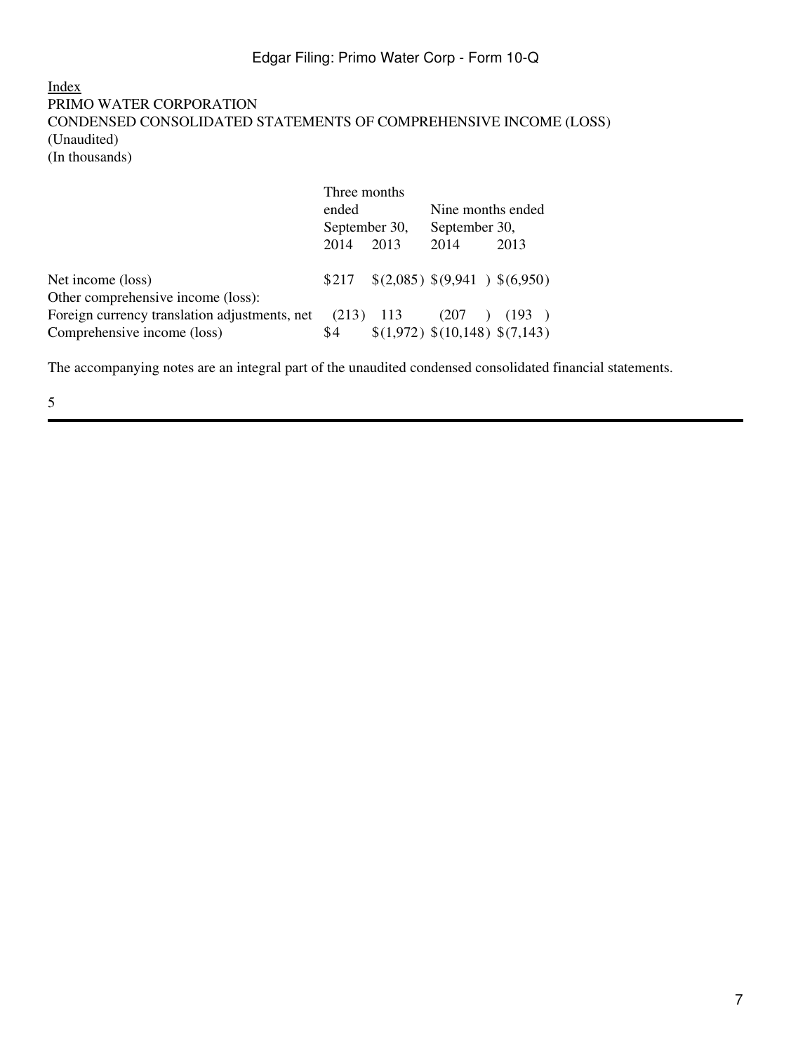Index

PRIMO WATER CORPORATION
CONDENSED CONSOLIDATED STATEMENTS OF COMPREHENSIVE INCOME (LOSS)
(Unaudited)
(In thousands)

| | Three months ended September 30, | | Nine months ended September 30, | |
|---|---|---|---|---|
| | 2014 | 2013 | 2014 | 2013 |
| Net income (loss) | $217 | $(2,085) | $(9,941) | $(6,950) |
| Other comprehensive income (loss): | | | | |
| Foreign currency translation adjustments, net | (213) | 113 | (207) | (193) |
| Comprehensive income (loss) | $4 | $(1,972) | $(10,148) | $(7,143) |

The accompanying notes are an integral part of the unaudited condensed consolidated financial statements.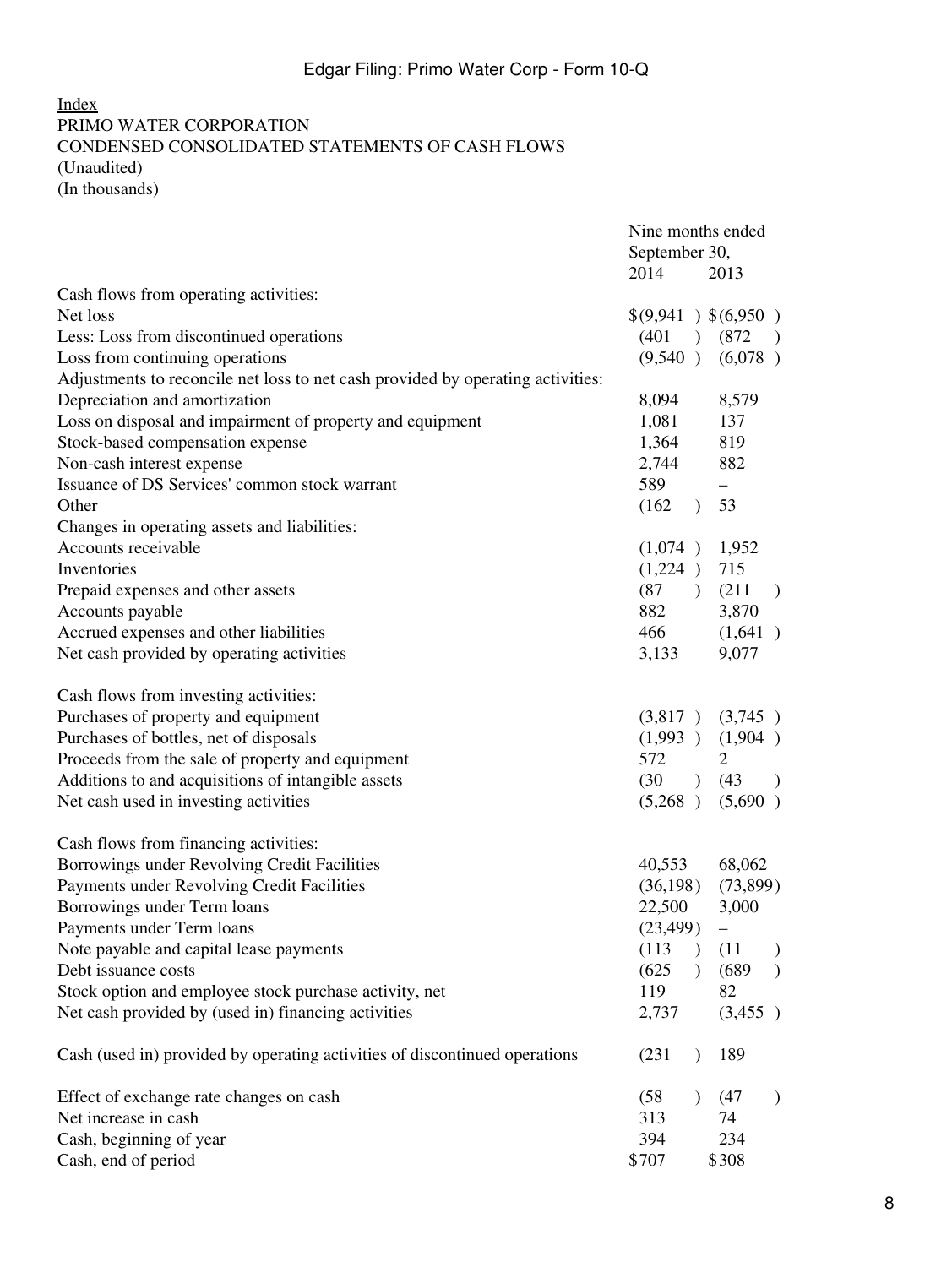Index

PRIMO WATER CORPORATION
CONDENSED CONSOLIDATED STATEMENTS OF CASH FLOWS
(Unaudited)
(In thousands)

| | Nine months ended September 30, | |
|---|---|---|
| | 2014 | 2013 |
| Cash flows from operating activities: | | |
| Net loss | $(9,941 ) | $(6,950 ) |
| Less: Loss from discontinued operations | (401 ) | (872 ) |
| Loss from continuing operations | (9,540 ) | (6,078 ) |
| Adjustments to reconcile net loss to net cash provided by operating activities: | | |
| Depreciation and amortization | 8,094 | 8,579 |
| Loss on disposal and impairment of property and equipment | 1,081 | 137 |
| Stock-based compensation expense | 1,364 | 819 |
| Non-cash interest expense | 2,744 | 882 |
| Issuance of DS Services' common stock warrant | 589 | – |
| Other | (162 ) | 53 |
| Changes in operating assets and liabilities: | | |
| Accounts receivable | (1,074 ) | 1,952 |
| Inventories | (1,224 ) | 715 |
| Prepaid expenses and other assets | (87 ) | (211 ) |
| Accounts payable | 882 | 3,870 |
| Accrued expenses and other liabilities | 466 | (1,641 ) |
| Net cash provided by operating activities | 3,133 | 9,077 |
| | | |
| Cash flows from investing activities: | | |
| Purchases of property and equipment | (3,817 ) | (3,745 ) |
| Purchases of bottles, net of disposals | (1,993 ) | (1,904 ) |
| Proceeds from the sale of property and equipment | 572 | 2 |
| Additions to and acquisitions of intangible assets | (30 ) | (43 ) |
| Net cash used in investing activities | (5,268 ) | (5,690 ) |
| | | |
| Cash flows from financing activities: | | |
| Borrowings under Revolving Credit Facilities | 40,553 | 68,062 |
| Payments under Revolving Credit Facilities | (36,198) | (73,899) |
| Borrowings under Term loans | 22,500 | 3,000 |
| Payments under Term loans | (23,499) | – |
| Note payable and capital lease payments | (113 ) | (11 ) |
| Debt issuance costs | (625 ) | (689 ) |
| Stock option and employee stock purchase activity, net | 119 | 82 |
| Net cash provided by (used in) financing activities | 2,737 | (3,455 ) |
| | | |
| Cash (used in) provided by operating activities of discontinued operations | (231 ) | 189 |
| | | |
| Effect of exchange rate changes on cash | (58 ) | (47 ) |
| Net increase in cash | 313 | 74 |
| Cash, beginning of year | 394 | 234 |
| Cash, end of period | $707 | $308 |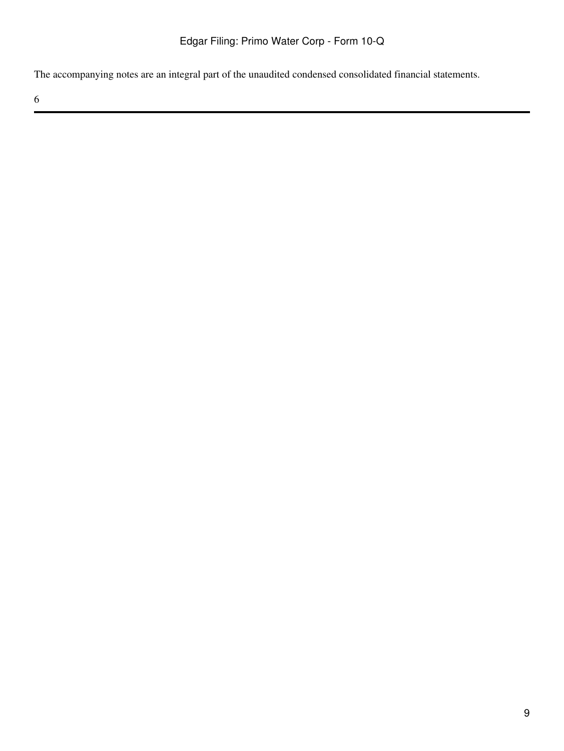The accompanying notes are an integral part of the unaudited condensed consolidated financial statements.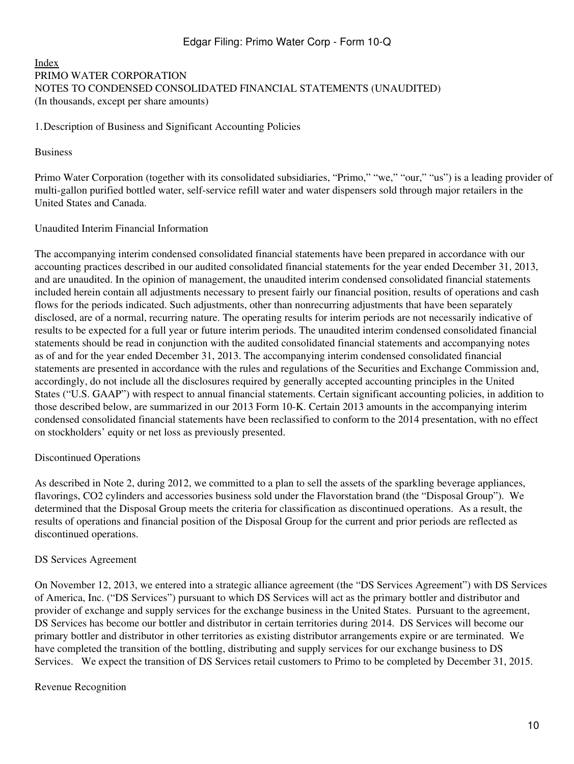Index

PRIMO WATER CORPORATION
NOTES TO CONDENSED CONSOLIDATED FINANCIAL STATEMENTS (UNAUDITED)
(In thousands, except per share amounts)

## 1. Description of Business and Significant Accounting Policies

### Business

Primo Water Corporation (together with its consolidated subsidiaries, “Primo,” “we,” “our,” “us”) is a leading provider of multi-gallon purified bottled water, self-service refill water and water dispensers sold through major retailers in the United States and Canada.

### Unaudited Interim Financial Information

The accompanying interim condensed consolidated financial statements have been prepared in accordance with our accounting practices described in our audited consolidated financial statements for the year ended December 31, 2013, and are unaudited. In the opinion of management, the unaudited interim condensed consolidated financial statements included herein contain all adjustments necessary to present fairly our financial position, results of operations and cash flows for the periods indicated. Such adjustments, other than nonrecurring adjustments that have been separately disclosed, are of a normal, recurring nature. The operating results for interim periods are not necessarily indicative of results to be expected for a full year or future interim periods. The unaudited interim condensed consolidated financial statements should be read in conjunction with the audited consolidated financial statements and accompanying notes as of and for the year ended December 31, 2013. The accompanying interim condensed consolidated financial statements are presented in accordance with the rules and regulations of the Securities and Exchange Commission and, accordingly, do not include all the disclosures required by generally accepted accounting principles in the United States (“U.S. GAAP”) with respect to annual financial statements. Certain significant accounting policies, in addition to those described below, are summarized in our 2013 Form 10-K. Certain 2013 amounts in the accompanying interim condensed consolidated financial statements have been reclassified to conform to the 2014 presentation, with no effect on stockholders’ equity or net loss as previously presented.

### Discontinued Operations

As described in Note 2, during 2012, we committed to a plan to sell the assets of the sparkling beverage appliances, flavorings, $CO_2$ cylinders and accessories business sold under the Flavorstation brand (the “Disposal Group”). We determined that the Disposal Group meets the criteria for classification as discontinued operations. As a result, the results of operations and financial position of the Disposal Group for the current and prior periods are reflected as discontinued operations.

### DS Services Agreement

On November 12, 2013, we entered into a strategic alliance agreement (the “DS Services Agreement”) with DS Services of America, Inc. (“DS Services”) pursuant to which DS Services will act as the primary bottler and distributor and provider of exchange and supply services for the exchange business in the United States. Pursuant to the agreement, DS Services has become our bottler and distributor in certain territories during 2014. DS Services will become our primary bottler and distributor in other territories as existing distributor arrangements expire or are terminated. We have completed the transition of the bottling, distributing and supply services for our exchange business to DS Services. We expect the transition of DS Services retail customers to Primo to be completed by December 31, 2015.

### Revenue Recognition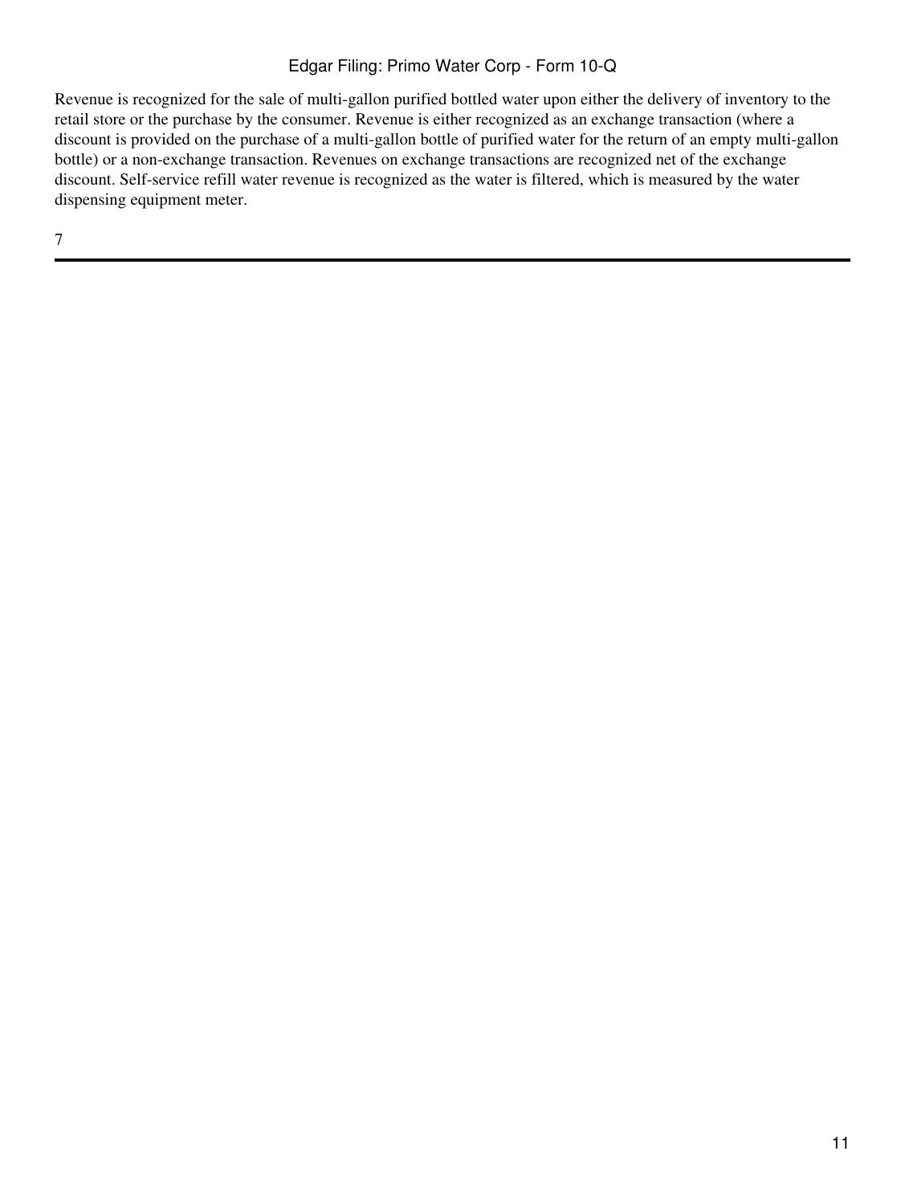Revenue is recognized for the sale of multi-gallon purified bottled water upon either the delivery of inventory to the retail store or the purchase by the consumer. Revenue is either recognized as an exchange transaction (where a discount is provided on the purchase of a multi-gallon bottle of purified water for the return of an empty multi-gallon bottle) or a non-exchange transaction. Revenues on exchange transactions are recognized net of the exchange discount. Self-service refill water revenue is recognized as the water is filtered, which is measured by the water dispensing equipment meter.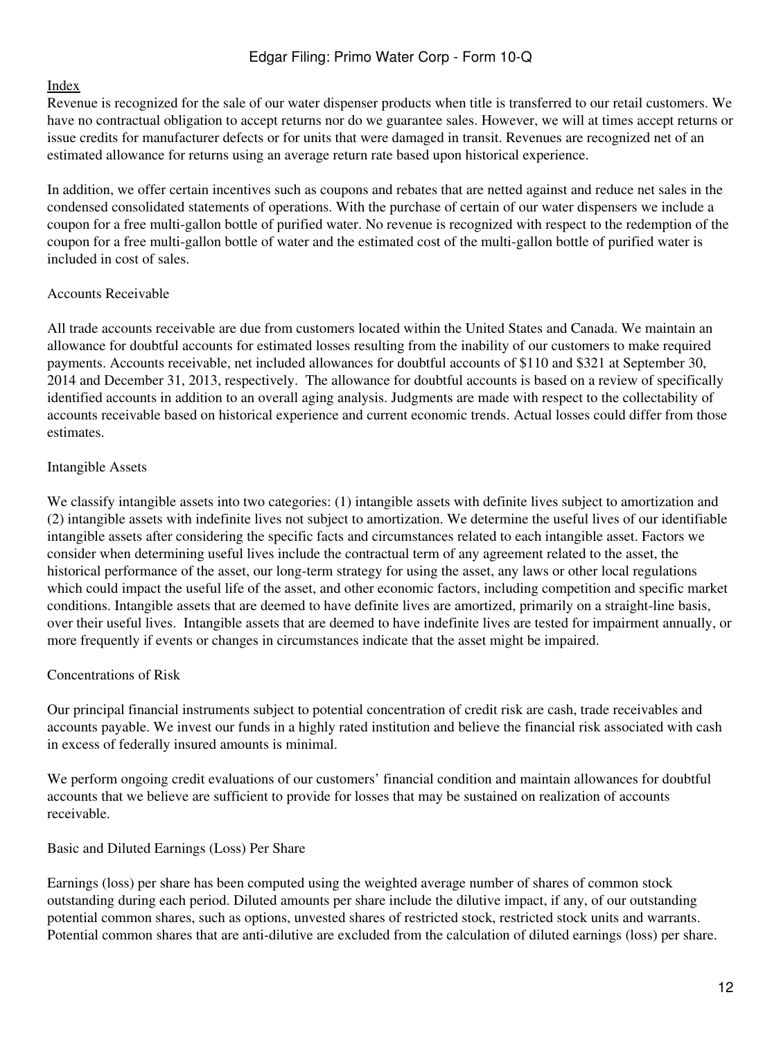Revenue is recognized for the sale of our water dispenser products when title is transferred to our retail customers. We have no contractual obligation to accept returns nor do we guarantee sales. However, we will at times accept returns or issue credits for manufacturer defects or for units that were damaged in transit. Revenues are recognized net of an estimated allowance for returns using an average return rate based upon historical experience.

In addition, we offer certain incentives such as coupons and rebates that are netted against and reduce net sales in the condensed consolidated statements of operations. With the purchase of certain of our water dispensers we include a coupon for a free multi-gallon bottle of purified water. No revenue is recognized with respect to the redemption of the coupon for a free multi-gallon bottle of water and the estimated cost of the multi-gallon bottle of purified water is included in cost of sales.

Accounts Receivable

All trade accounts receivable are due from customers located within the United States and Canada. We maintain an allowance for doubtful accounts for estimated losses resulting from the inability of our customers to make required payments. Accounts receivable, net included allowances for doubtful accounts of $110 and $321 at September 30, 2014 and December 31, 2013, respectively. The allowance for doubtful accounts is based on a review of specifically identified accounts in addition to an overall aging analysis. Judgments are made with respect to the collectability of accounts receivable based on historical experience and current economic trends. Actual losses could differ from those estimates.

Intangible Assets

We classify intangible assets into two categories: (1) intangible assets with definite lives subject to amortization and (2) intangible assets with indefinite lives not subject to amortization. We determine the useful lives of our identifiable intangible assets after considering the specific facts and circumstances related to each intangible asset. Factors we consider when determining useful lives include the contractual term of any agreement related to the asset, the historical performance of the asset, our long-term strategy for using the asset, any laws or other local regulations which could impact the useful life of the asset, and other economic factors, including competition and specific market conditions. Intangible assets that are deemed to have definite lives are amortized, primarily on a straight-line basis, over their useful lives. Intangible assets that are deemed to have indefinite lives are tested for impairment annually, or more frequently if events or changes in circumstances indicate that the asset might be impaired.

Concentrations of Risk

Our principal financial instruments subject to potential concentration of credit risk are cash, trade receivables and accounts payable. We invest our funds in a highly rated institution and believe the financial risk associated with cash in excess of federally insured amounts is minimal.

We perform ongoing credit evaluations of our customers' financial condition and maintain allowances for doubtful accounts that we believe are sufficient to provide for losses that may be sustained on realization of accounts receivable.

Basic and Diluted Earnings (Loss) Per Share

Earnings (loss) per share has been computed using the weighted average number of shares of common stock outstanding during each period. Diluted amounts per share include the dilutive impact, if any, of our outstanding potential common shares, such as options, unvested shares of restricted stock, restricted stock units and warrants. Potential common shares that are anti-dilutive are excluded from the calculation of diluted earnings (loss) per share.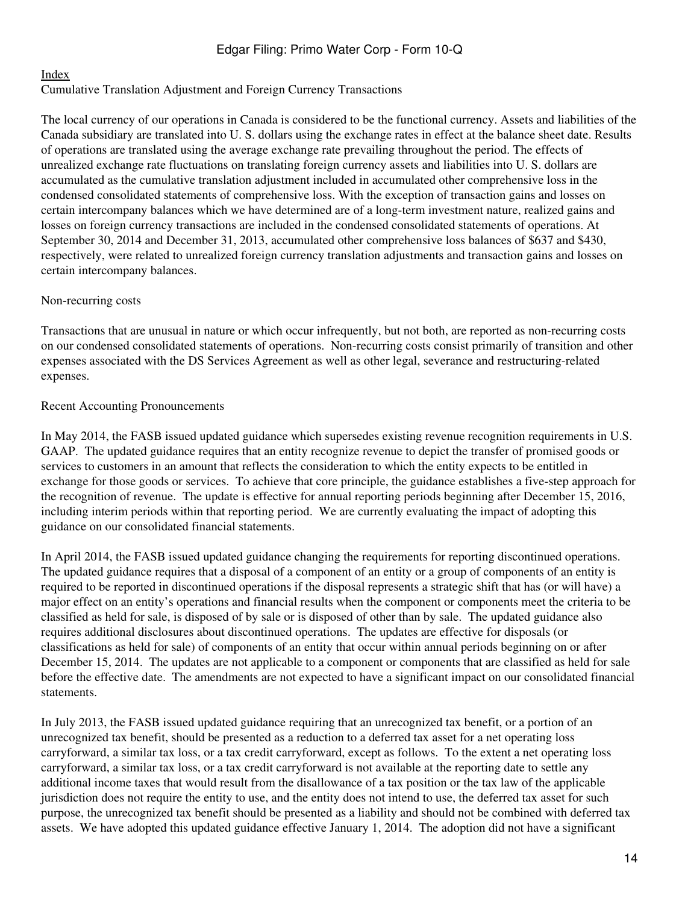Cumulative Translation Adjustment and Foreign Currency Transactions

The local currency of our operations in Canada is considered to be the functional currency. Assets and liabilities of the Canada subsidiary are translated into U. S. dollars using the exchange rates in effect at the balance sheet date. Results of operations are translated using the average exchange rate prevailing throughout the period. The effects of unrealized exchange rate fluctuations on translating foreign currency assets and liabilities into U. S. dollars are accumulated as the cumulative translation adjustment included in accumulated other comprehensive loss in the condensed consolidated statements of comprehensive loss. With the exception of transaction gains and losses on certain intercompany balances which we have determined are of a long-term investment nature, realized gains and losses on foreign currency transactions are included in the condensed consolidated statements of operations. At September 30, 2014 and December 31, 2013, accumulated other comprehensive loss balances of $637 and $430, respectively, were related to unrealized foreign currency translation adjustments and transaction gains and losses on certain intercompany balances.

Non-recurring costs

Transactions that are unusual in nature or which occur infrequently, but not both, are reported as non-recurring costs on our condensed consolidated statements of operations. Non-recurring costs consist primarily of transition and other expenses associated with the DS Services Agreement as well as other legal, severance and restructuring-related expenses.

Recent Accounting Pronouncements

In May 2014, the FASB issued updated guidance which supersedes existing revenue recognition requirements in U.S. GAAP. The updated guidance requires that an entity recognize revenue to depict the transfer of promised goods or services to customers in an amount that reflects the consideration to which the entity expects to be entitled in exchange for those goods or services. To achieve that core principle, the guidance establishes a five-step approach for the recognition of revenue. The update is effective for annual reporting periods beginning after December 15, 2016, including interim periods within that reporting period. We are currently evaluating the impact of adopting this guidance on our consolidated financial statements.

In April 2014, the FASB issued updated guidance changing the requirements for reporting discontinued operations. The updated guidance requires that a disposal of a component of an entity or a group of components of an entity is required to be reported in discontinued operations if the disposal represents a strategic shift that has (or will have) a major effect on an entity's operations and financial results when the component or components meet the criteria to be classified as held for sale, is disposed of by sale or is disposed of other than by sale. The updated guidance also requires additional disclosures about discontinued operations. The updates are effective for disposals (or classifications as held for sale) of components of an entity that occur within annual periods beginning on or after December 15, 2014. The updates are not applicable to a component or components that are classified as held for sale before the effective date. The amendments are not expected to have a significant impact on our consolidated financial statements.

In July 2013, the FASB issued updated guidance requiring that an unrecognized tax benefit, or a portion of an unrecognized tax benefit, should be presented as a reduction to a deferred tax asset for a net operating loss carryforward, a similar tax loss, or a tax credit carryforward, except as follows. To the extent a net operating loss carryforward, a similar tax loss, or a tax credit carryforward is not available at the reporting date to settle any additional income taxes that would result from the disallowance of a tax position or the tax law of the applicable jurisdiction does not require the entity to use, and the entity does not intend to use, the deferred tax asset for such purpose, the unrecognized tax benefit should be presented as a liability and should not be combined with deferred tax assets. We have adopted this updated guidance effective January 1, 2014. The adoption did not have a significant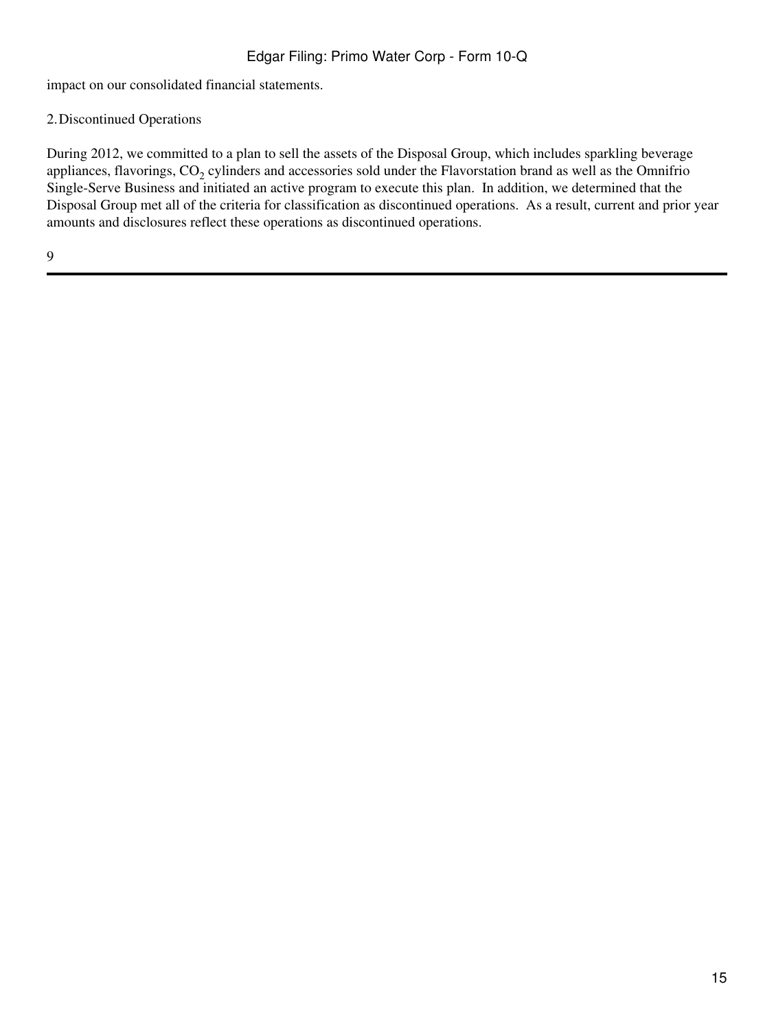impact on our consolidated financial statements.

2. Discontinued Operations

During 2012, we committed to a plan to sell the assets of the Disposal Group, which includes sparkling beverage appliances, flavorings, $CO_2$ cylinders and accessories sold under the Flavorstation brand as well as the Omnifrio Single-Serve Business and initiated an active program to execute this plan. In addition, we determined that the Disposal Group met all of the criteria for classification as discontinued operations. As a result, current and prior year amounts and disclosures reflect these operations as discontinued operations.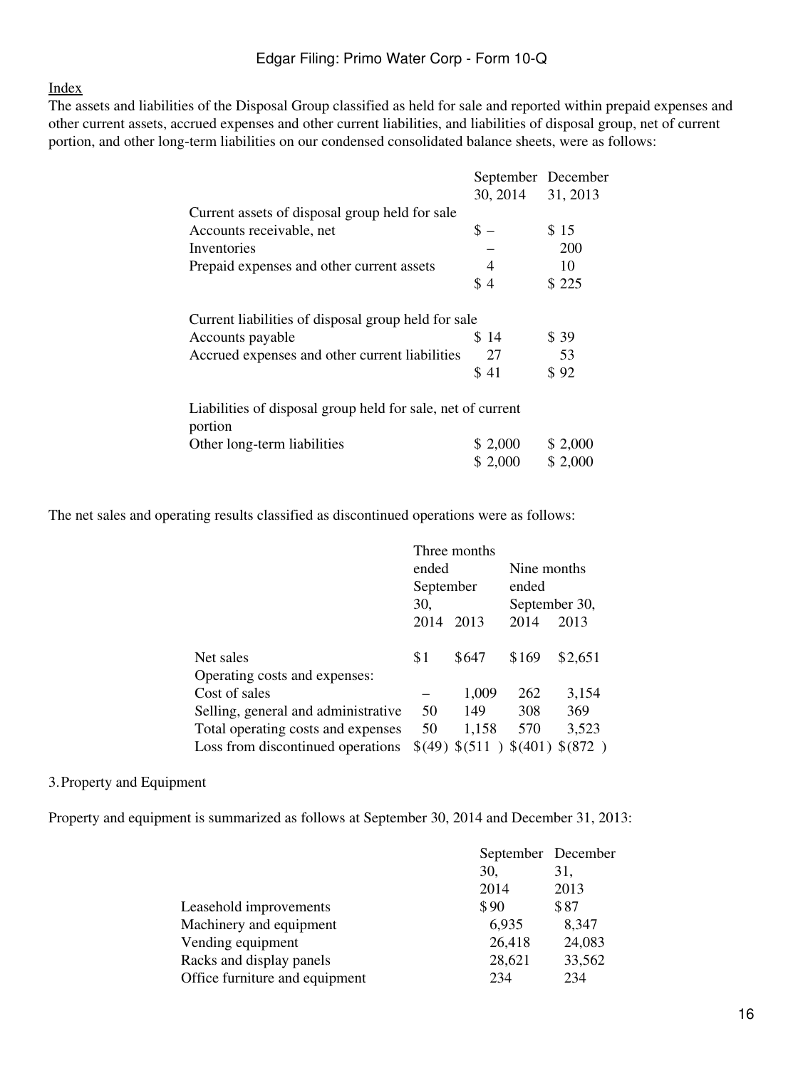Index

The assets and liabilities of the Disposal Group classified as held for sale and reported within prepaid expenses and other current assets, accrued expenses and other current liabilities, and liabilities of disposal group, net of current portion, and other long-term liabilities on our condensed consolidated balance sheets, were as follows:

| | September 30, 2014 | December 31, 2013 |
|---|---|---|
| Current assets of disposal group held for sale | | |
| Accounts receivable, net | $ – | $ 15 |
| Inventories | – | 200 |
| Prepaid expenses and other current assets | 4 | 10 |
| | $ 4 | $ 225 |
| | | |
| Current liabilities of disposal group held for sale | | |
| Accounts payable | $ 14 | $ 39 |
| Accrued expenses and other current liabilities | 27 | 53 |
| | $ 41 | $ 92 |
| | | |
| Liabilities of disposal group held for sale, net of current portion | | |
| Other long-term liabilities | $ 2,000 | $ 2,000 |
| | $ 2,000 | $ 2,000 |

The net sales and operating results classified as discontinued operations were as follows:

| | Three months ended September 30, | | Nine months ended September 30, | |
|---|---|---|---|---|
| | 2014 | 2013 | 2014 | 2013 |
| Net sales | $1 | $647 | $169 | $2,651 |
| Operating costs and expenses: | | | | |
| Cost of sales | – | 1,009 | 262 | 3,154 |
| Selling, general and administrative | 50 | 149 | 308 | 369 |
| Total operating costs and expenses | 50 | 1,158 | 570 | 3,523 |
| Loss from discontinued operations | $(49) | $(511) | $(401) | $(872) |

3. Property and Equipment

Property and equipment is summarized as follows at September 30, 2014 and December 31, 2013:

| | September 30, 2014 | December 31, 2013 |
|---|---|---|
| Leasehold improvements | $ 90 | $ 87 |
| Machinery and equipment | 6,935 | 8,347 |
| Vending equipment | 26,418 | 24,083 |
| Racks and display panels | 28,621 | 33,562 |
| Office furniture and equipment | 234 | 234 |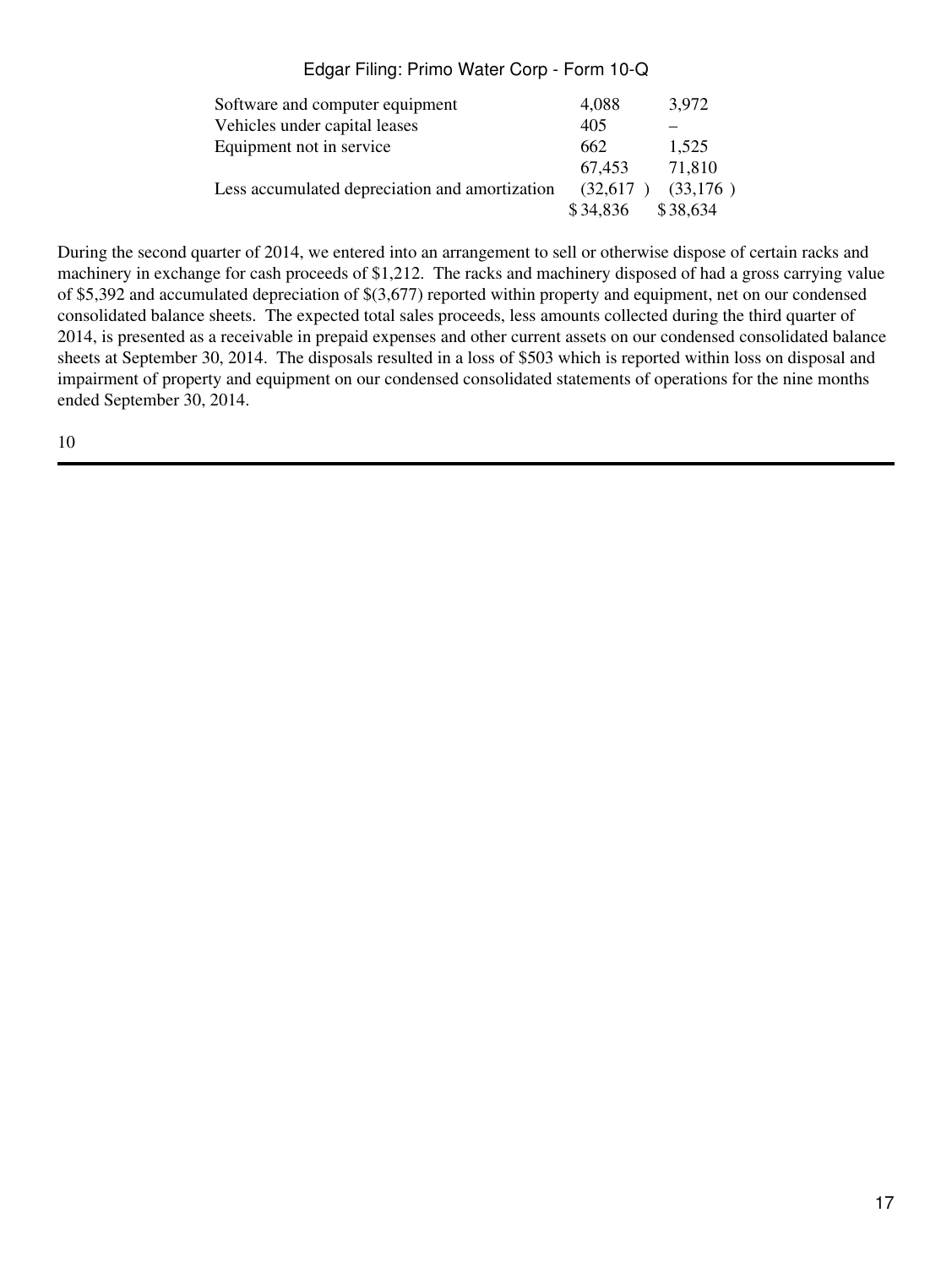| | | |
|---|---|---|
| Software and computer equipment | 4,088 | 3,972 |
| Vehicles under capital leases | 405 | – |
| Equipment not in service | 662 | 1,525 |
| | 67,453 | 71,810 |
| Less accumulated depreciation and amortization | (32,617 ) | (33,176 ) |
| | $ 34,836 | $ 38,634 |

During the second quarter of 2014, we entered into an arrangement to sell or otherwise dispose of certain racks and machinery in exchange for cash proceeds of $1,212. The racks and machinery disposed of had a gross carrying value of $5,392 and accumulated depreciation of $(3,677) reported within property and equipment, net on our condensed consolidated balance sheets. The expected total sales proceeds, less amounts collected during the third quarter of 2014, is presented as a receivable in prepaid expenses and other current assets on our condensed consolidated balance sheets at September 30, 2014. The disposals resulted in a loss of $503 which is reported within loss on disposal and impairment of property and equipment on our condensed consolidated statements of operations for the nine months ended September 30, 2014.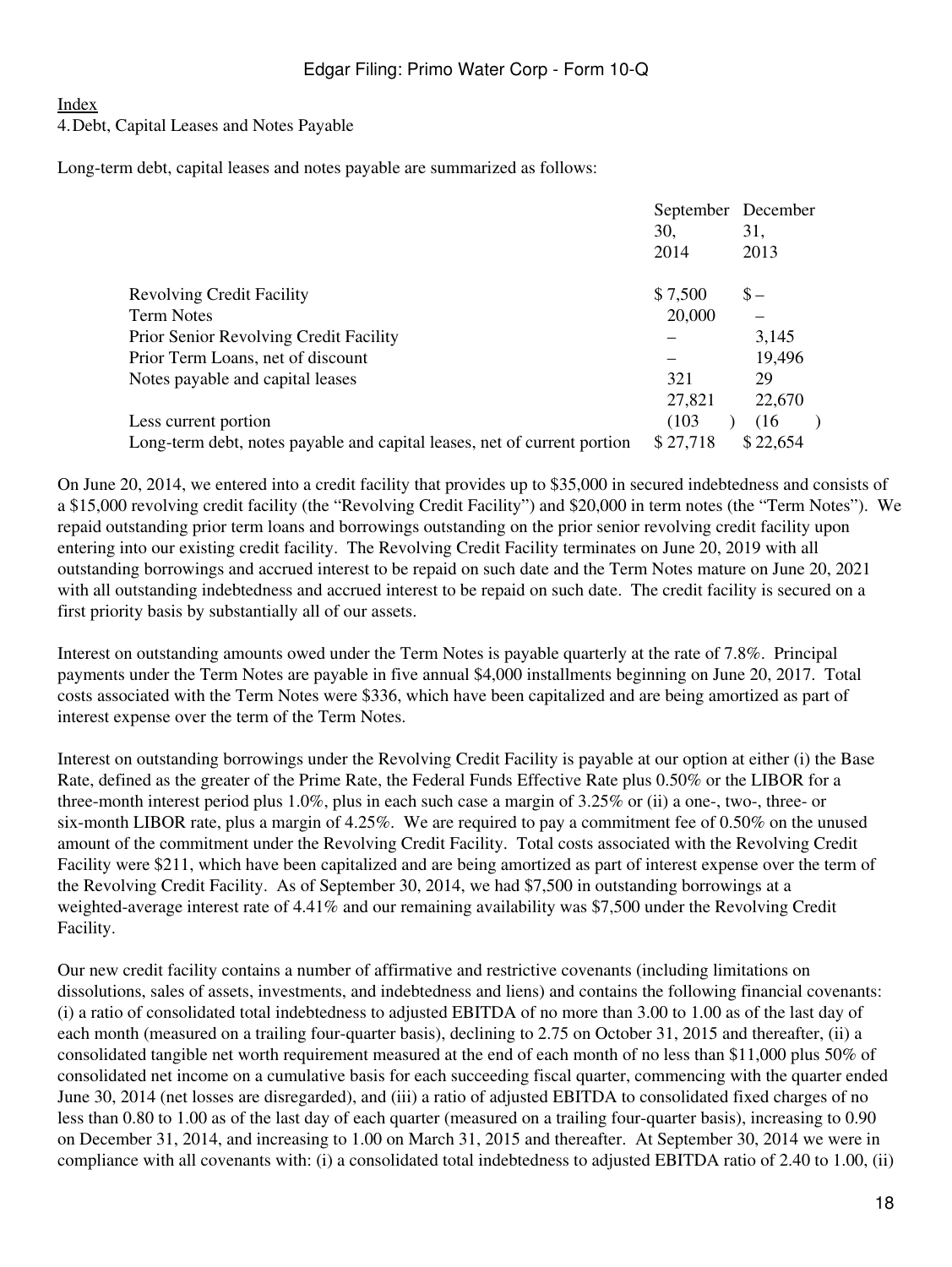Index

4. Debt, Capital Leases and Notes Payable

Long-term debt, capital leases and notes payable are summarized as follows:

| | September 30, 2014 | December 31, 2013 |
|---|---|---|
| Revolving Credit Facility | $ 7,500 | $ – |
| Term Notes | 20,000 | – |
| Prior Senior Revolving Credit Facility | – | 3,145 |
| Prior Term Loans, net of discount | – | 19,496 |
| Notes payable and capital leases | 321 | 29 |
| | 27,821 | 22,670 |
| Less current portion | (103 ) | (16 ) |
| Long-term debt, notes payable and capital leases, net of current portion | $ 27,718 | $ 22,654 |

On June 20, 2014, we entered into a credit facility that provides up to $35,000 in secured indebtedness and consists of a $15,000 revolving credit facility (the "Revolving Credit Facility") and $20,000 in term notes (the "Term Notes"). We repaid outstanding prior term loans and borrowings outstanding on the prior senior revolving credit facility upon entering into our existing credit facility. The Revolving Credit Facility terminates on June 20, 2019 with all outstanding borrowings and accrued interest to be repaid on such date and the Term Notes mature on June 20, 2021 with all outstanding indebtedness and accrued interest to be repaid on such date. The credit facility is secured on a first priority basis by substantially all of our assets.

Interest on outstanding amounts owed under the Term Notes is payable quarterly at the rate of 7.8%. Principal payments under the Term Notes are payable in five annual $4,000 installments beginning on June 20, 2017. Total costs associated with the Term Notes were $336, which have been capitalized and are being amortized as part of interest expense over the term of the Term Notes.

Interest on outstanding borrowings under the Revolving Credit Facility is payable at our option at either (i) the Base Rate, defined as the greater of the Prime Rate, the Federal Funds Effective Rate plus 0.50% or the LIBOR for a three-month interest period plus 1.0%, plus in each such case a margin of 3.25% or (ii) a one-, two-, three- or six-month LIBOR rate, plus a margin of 4.25%. We are required to pay a commitment fee of 0.50% on the unused amount of the commitment under the Revolving Credit Facility. Total costs associated with the Revolving Credit Facility were $211, which have been capitalized and are being amortized as part of interest expense over the term of the Revolving Credit Facility. As of September 30, 2014, we had $7,500 in outstanding borrowings at a weighted-average interest rate of 4.41% and our remaining availability was $7,500 under the Revolving Credit Facility.

Our new credit facility contains a number of affirmative and restrictive covenants (including limitations on dissolutions, sales of assets, investments, and indebtedness and liens) and contains the following financial covenants: (i) a ratio of consolidated total indebtedness to adjusted EBITDA of no more than 3.00 to 1.00 as of the last day of each month (measured on a trailing four-quarter basis), declining to 2.75 on October 31, 2015 and thereafter, (ii) a consolidated tangible net worth requirement measured at the end of each month of no less than $11,000 plus 50% of consolidated net income on a cumulative basis for each succeeding fiscal quarter, commencing with the quarter ended June 30, 2014 (net losses are disregarded), and (iii) a ratio of adjusted EBITDA to consolidated fixed charges of no less than 0.80 to 1.00 as of the last day of each quarter (measured on a trailing four-quarter basis), increasing to 0.90 on December 31, 2014, and increasing to 1.00 on March 31, 2015 and thereafter. At September 30, 2014 we were in compliance with all covenants with: (i) a consolidated total indebtedness to adjusted EBITDA ratio of 2.40 to 1.00, (ii)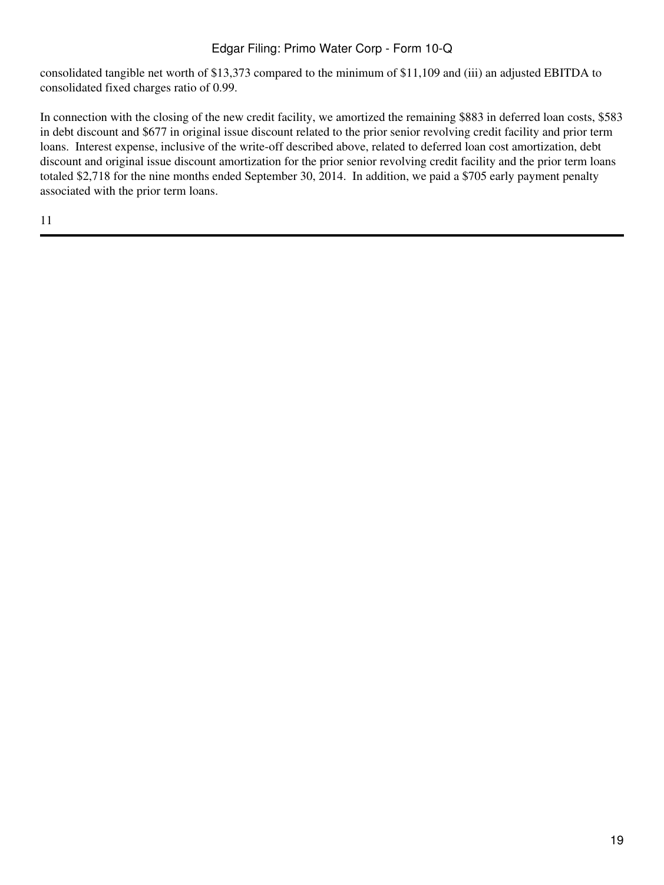consolidated tangible net worth of $13,373 compared to the minimum of $11,109 and (iii) an adjusted EBITDA to consolidated fixed charges ratio of 0.99.

In connection with the closing of the new credit facility, we amortized the remaining $883 in deferred loan costs, $583 in debt discount and $677 in original issue discount related to the prior senior revolving credit facility and prior term loans. Interest expense, inclusive of the write-off described above, related to deferred loan cost amortization, debt discount and original issue discount amortization for the prior senior revolving credit facility and the prior term loans totaled $2,718 for the nine months ended September 30, 2014. In addition, we paid a $705 early payment penalty associated with the prior term loans.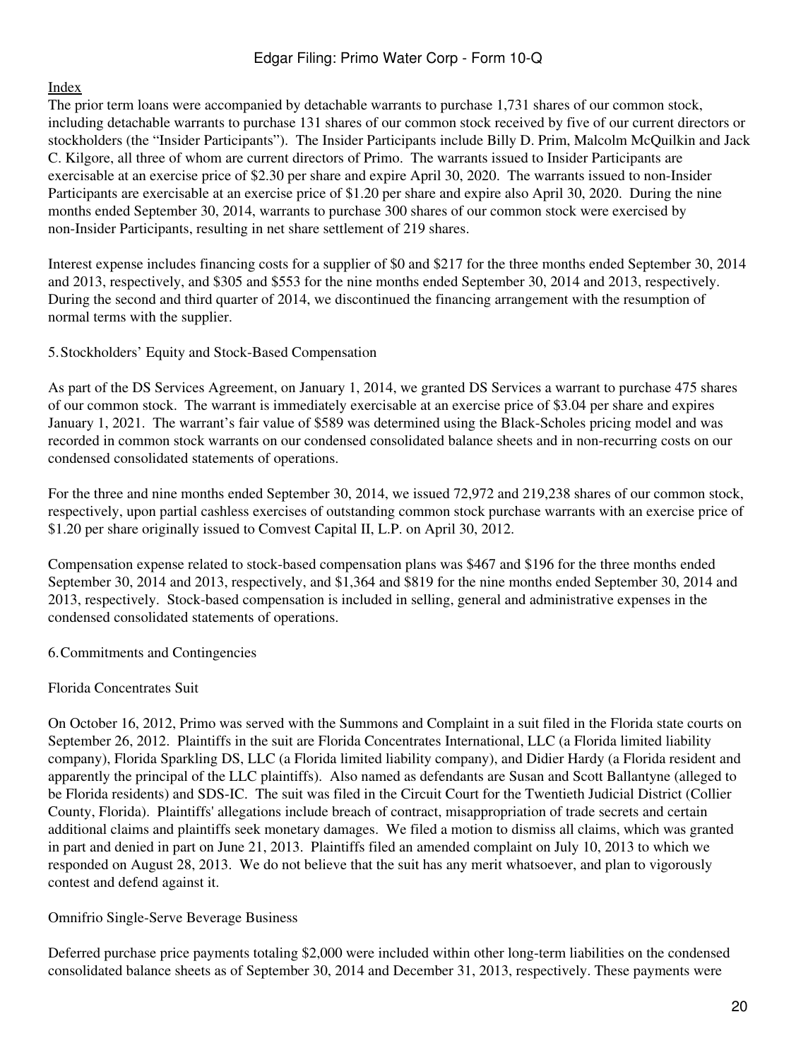Index

The prior term loans were accompanied by detachable warrants to purchase 1,731 shares of our common stock, including detachable warrants to purchase 131 shares of our common stock received by five of our current directors or stockholders (the "Insider Participants"). The Insider Participants include Billy D. Prim, Malcolm McQuilkin and Jack C. Kilgore, all three of whom are current directors of Primo. The warrants issued to Insider Participants are exercisable at an exercise price of $2.30 per share and expire April 30, 2020. The warrants issued to non-Insider Participants are exercisable at an exercise price of $1.20 per share and expire also April 30, 2020. During the nine months ended September 30, 2014, warrants to purchase 300 shares of our common stock were exercised by non-Insider Participants, resulting in net share settlement of 219 shares.

Interest expense includes financing costs for a supplier of $0 and $217 for the three months ended September 30, 2014 and 2013, respectively, and $305 and $553 for the nine months ended September 30, 2014 and 2013, respectively. During the second and third quarter of 2014, we discontinued the financing arrangement with the resumption of normal terms with the supplier.

## 5. Stockholders' Equity and Stock-Based Compensation

As part of the DS Services Agreement, on January 1, 2014, we granted DS Services a warrant to purchase 475 shares of our common stock. The warrant is immediately exercisable at an exercise price of $3.04 per share and expires January 1, 2021. The warrant's fair value of $589 was determined using the Black-Scholes pricing model and was recorded in common stock warrants on our condensed consolidated balance sheets and in non-recurring costs on our condensed consolidated statements of operations.

For the three and nine months ended September 30, 2014, we issued 72,972 and 219,238 shares of our common stock, respectively, upon partial cashless exercises of outstanding common stock purchase warrants with an exercise price of $1.20 per share originally issued to Comvest Capital II, L.P. on April 30, 2012.

Compensation expense related to stock-based compensation plans was $467 and $196 for the three months ended September 30, 2014 and 2013, respectively, and $1,364 and $819 for the nine months ended September 30, 2014 and 2013, respectively. Stock-based compensation is included in selling, general and administrative expenses in the condensed consolidated statements of operations.

## 6. Commitments and Contingencies

### Florida Concentrates Suit

On October 16, 2012, Primo was served with the Summons and Complaint in a suit filed in the Florida state courts on September 26, 2012. Plaintiffs in the suit are Florida Concentrates International, LLC (a Florida limited liability company), Florida Sparkling DS, LLC (a Florida limited liability company), and Didier Hardy (a Florida resident and apparently the principal of the LLC plaintiffs). Also named as defendants are Susan and Scott Ballantyne (alleged to be Florida residents) and SDS-IC. The suit was filed in the Circuit Court for the Twentieth Judicial District (Collier County, Florida). Plaintiffs' allegations include breach of contract, misappropriation of trade secrets and certain additional claims and plaintiffs seek monetary damages. We filed a motion to dismiss all claims, which was granted in part and denied in part on June 21, 2013. Plaintiffs filed an amended complaint on July 10, 2013 to which we responded on August 28, 2013. We do not believe that the suit has any merit whatsoever, and plan to vigorously contest and defend against it.

### Omnifrio Single-Serve Beverage Business

Deferred purchase price payments totaling $2,000 were included within other long-term liabilities on the condensed consolidated balance sheets as of September 30, 2014 and December 31, 2013, respectively. These payments were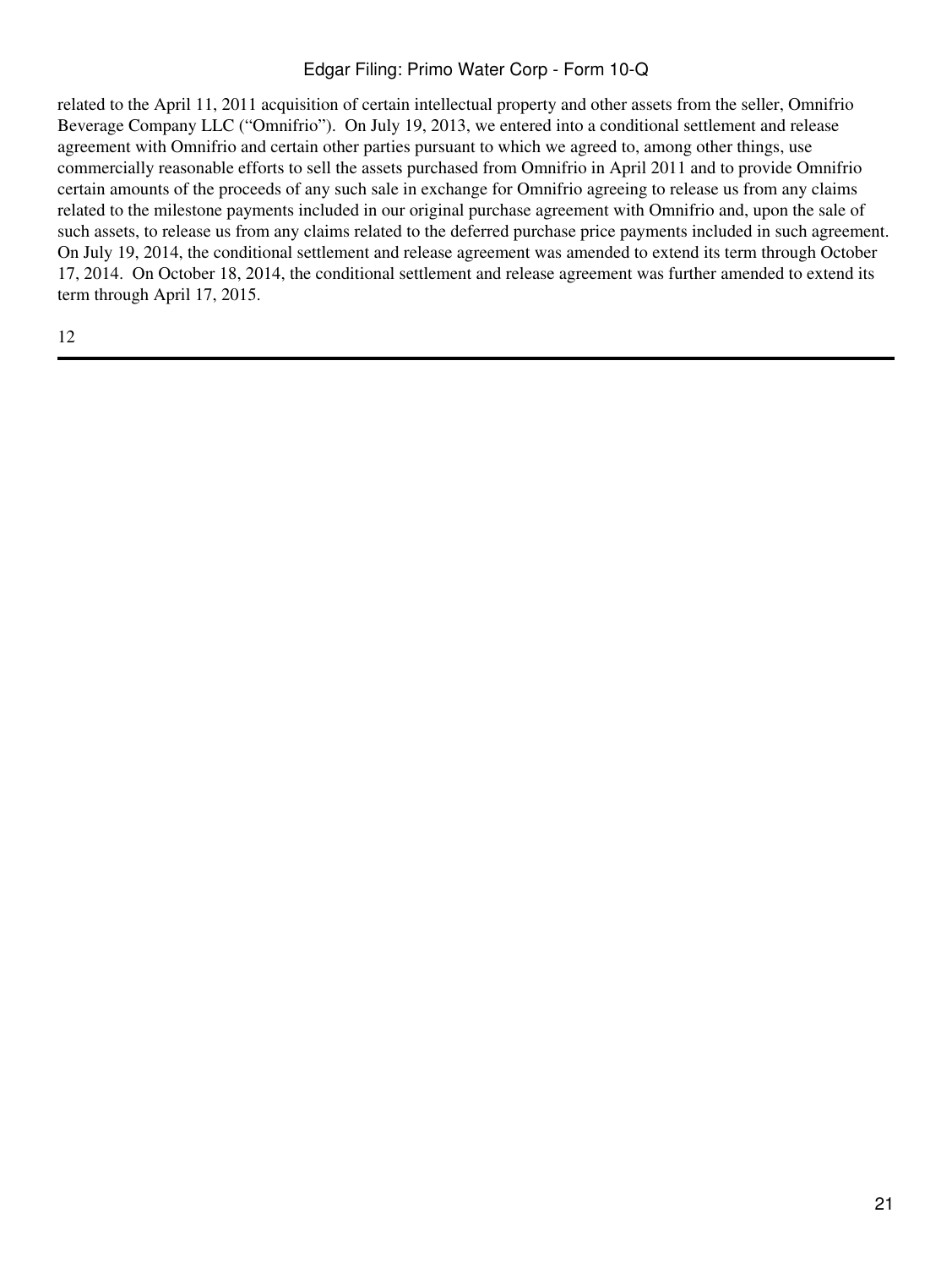related to the April 11, 2011 acquisition of certain intellectual property and other assets from the seller, Omnifrio Beverage Company LLC ("Omnifrio"). On July 19, 2013, we entered into a conditional settlement and release agreement with Omnifrio and certain other parties pursuant to which we agreed to, among other things, use commercially reasonable efforts to sell the assets purchased from Omnifrio in April 2011 and to provide Omnifrio certain amounts of the proceeds of any such sale in exchange for Omnifrio agreeing to release us from any claims related to the milestone payments included in our original purchase agreement with Omnifrio and, upon the sale of such assets, to release us from any claims related to the deferred purchase price payments included in such agreement. On July 19, 2014, the conditional settlement and release agreement was amended to extend its term through October 17, 2014. On October 18, 2014, the conditional settlement and release agreement was further amended to extend its term through April 17, 2015.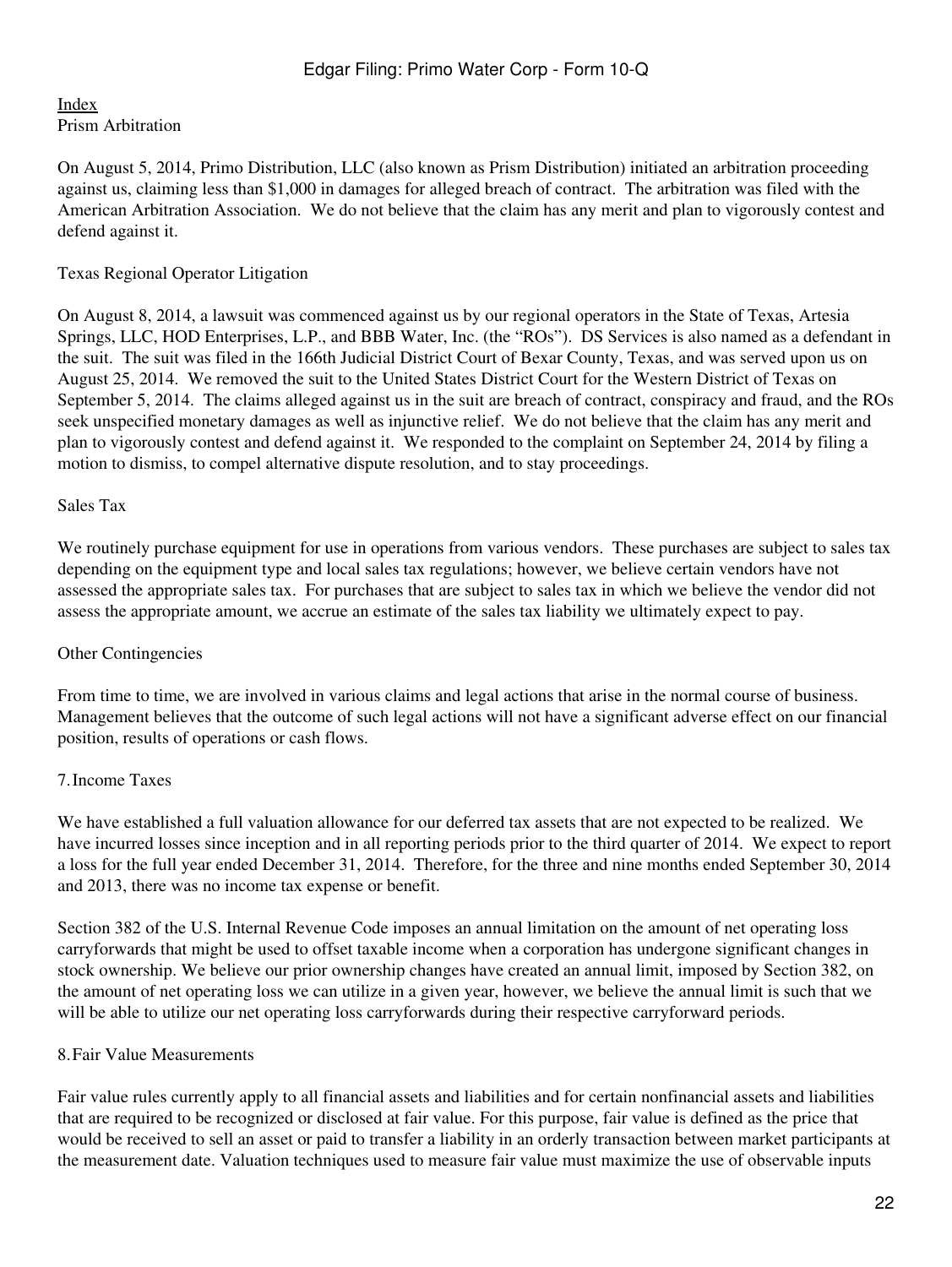Index

Prism Arbitration

On August 5, 2014, Primo Distribution, LLC (also known as Prism Distribution) initiated an arbitration proceeding against us, claiming less than $1,000 in damages for alleged breach of contract. The arbitration was filed with the American Arbitration Association. We do not believe that the claim has any merit and plan to vigorously contest and defend against it.

Texas Regional Operator Litigation

On August 8, 2014, a lawsuit was commenced against us by our regional operators in the State of Texas, Artesia Springs, LLC, HOD Enterprises, L.P., and BBB Water, Inc. (the "ROs"). DS Services is also named as a defendant in the suit. The suit was filed in the 166th Judicial District Court of Bexar County, Texas, and was served upon us on August 25, 2014. We removed the suit to the United States District Court for the Western District of Texas on September 5, 2014. The claims alleged against us in the suit are breach of contract, conspiracy and fraud, and the ROs seek unspecified monetary damages as well as injunctive relief. We do not believe that the claim has any merit and plan to vigorously contest and defend against it. We responded to the complaint on September 24, 2014 by filing a motion to dismiss, to compel alternative dispute resolution, and to stay proceedings.

Sales Tax

We routinely purchase equipment for use in operations from various vendors. These purchases are subject to sales tax depending on the equipment type and local sales tax regulations; however, we believe certain vendors have not assessed the appropriate sales tax. For purchases that are subject to sales tax in which we believe the vendor did not assess the appropriate amount, we accrue an estimate of the sales tax liability we ultimately expect to pay.

Other Contingencies

From time to time, we are involved in various claims and legal actions that arise in the normal course of business. Management believes that the outcome of such legal actions will not have a significant adverse effect on our financial position, results of operations or cash flows.

## 7. Income Taxes

We have established a full valuation allowance for our deferred tax assets that are not expected to be realized. We have incurred losses since inception and in all reporting periods prior to the third quarter of 2014. We expect to report a loss for the full year ended December 31, 2014. Therefore, for the three and nine months ended September 30, 2014 and 2013, there was no income tax expense or benefit.

Section 382 of the U.S. Internal Revenue Code imposes an annual limitation on the amount of net operating loss carryforwards that might be used to offset taxable income when a corporation has undergone significant changes in stock ownership. We believe our prior ownership changes have created an annual limit, imposed by Section 382, on the amount of net operating loss we can utilize in a given year, however, we believe the annual limit is such that we will be able to utilize our net operating loss carryforwards during their respective carryforward periods.

## 8. Fair Value Measurements

Fair value rules currently apply to all financial assets and liabilities and for certain nonfinancial assets and liabilities that are required to be recognized or disclosed at fair value. For this purpose, fair value is defined as the price that would be received to sell an asset or paid to transfer a liability in an orderly transaction between market participants at the measurement date. Valuation techniques used to measure fair value must maximize the use of observable inputs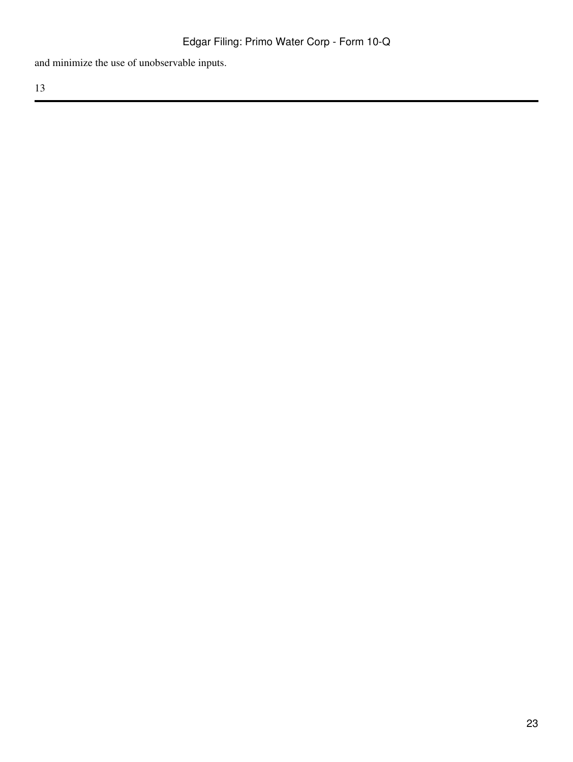and minimize the use of unobservable inputs.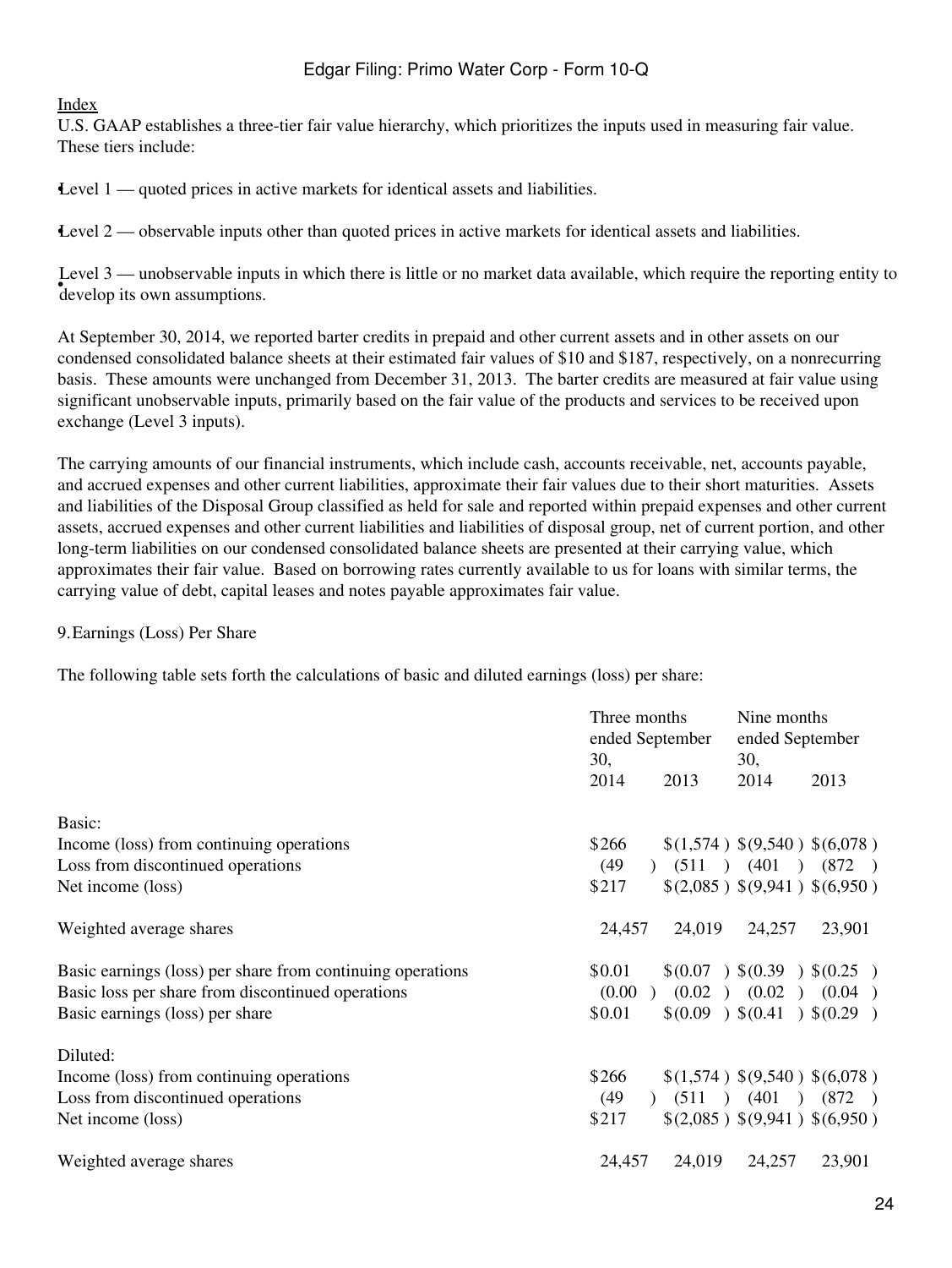[Index](#)

U.S. GAAP establishes a three-tier fair value hierarchy, which prioritizes the inputs used in measuring fair value. These tiers include:

- Level 1 — quoted prices in active markets for identical assets and liabilities.
- Level 2 — observable inputs other than quoted prices in active markets for identical assets and liabilities.
- Level 3 — unobservable inputs in which there is little or no market data available, which require the reporting entity to develop its own assumptions.

At September 30, 2014, we reported barter credits in prepaid and other current assets and in other assets on our condensed consolidated balance sheets at their estimated fair values of $10 and $187, respectively, on a nonrecurring basis. These amounts were unchanged from December 31, 2013. The barter credits are measured at fair value using significant unobservable inputs, primarily based on the fair value of the products and services to be received upon exchange (Level 3 inputs).

The carrying amounts of our financial instruments, which include cash, accounts receivable, net, accounts payable, and accrued expenses and other current liabilities, approximate their fair values due to their short maturities. Assets and liabilities of the Disposal Group classified as held for sale and reported within prepaid expenses and other current assets, accrued expenses and other current liabilities and liabilities of disposal group, net of current portion, and other long-term liabilities on our condensed consolidated balance sheets are presented at their carrying value, which approximates their fair value. Based on borrowing rates currently available to us for loans with similar terms, the carrying value of debt, capital leases and notes payable approximates fair value.

9. Earnings (Loss) Per Share

The following table sets forth the calculations of basic and diluted earnings (loss) per share:

| | Three months ended September 30, | | Nine months ended September 30, | |
|---|---|---|---|---|
| | 2014 | 2013 | 2014 | 2013 |
| Basic: | | | | |
| Income (loss) from continuing operations | $266 | $(1,574) | $(9,540) | $(6,078) |
| Loss from discontinued operations | (49) | (511) | (401) | (872) |
| Net income (loss) | $217 | $(2,085) | $(9,941) | $(6,950) |
| Weighted average shares | 24,457 | 24,019 | 24,257 | 23,901 |
| Basic earnings (loss) per share from continuing operations | $0.01 | $(0.07) | $(0.39) | $(0.25) |
| Basic loss per share from discontinued operations | (0.00) | (0.02) | (0.02) | (0.04) |
| Basic earnings (loss) per share | $0.01 | $(0.09) | $(0.41) | $(0.29) |
| Diluted: | | | | |
| Income (loss) from continuing operations | $266 | $(1,574) | $(9,540) | $(6,078) |
| Loss from discontinued operations | (49) | (511) | (401) | (872) |
| Net income (loss) | $217 | $(2,085) | $(9,941) | $(6,950) |
| Weighted average shares | 24,457 | 24,019 | 24,257 | 23,901 |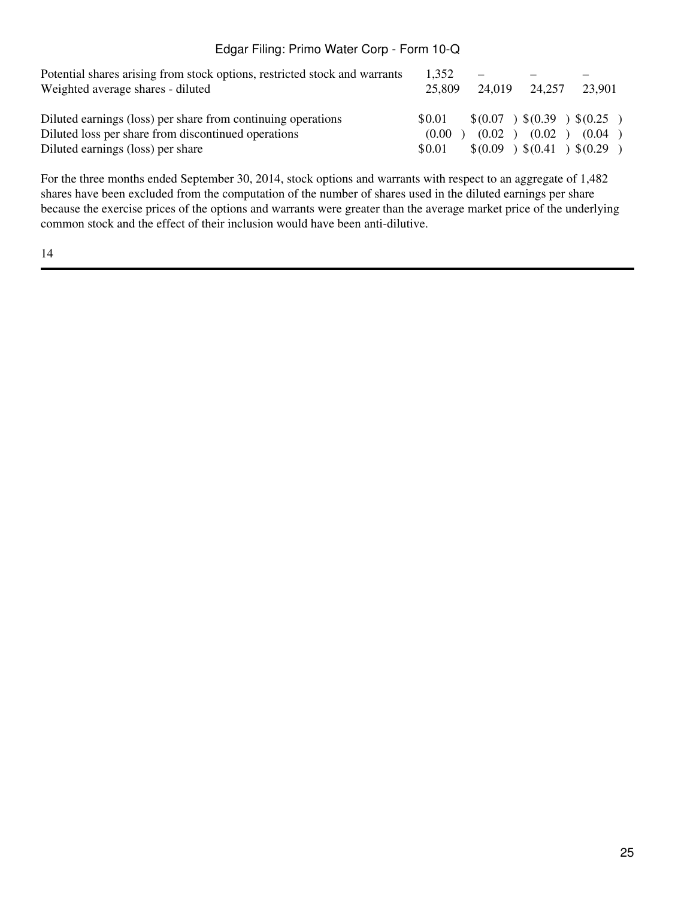| | | | | |
|---|---|---|---|---|
| Potential shares arising from stock options, restricted stock and warrants | 1,352 | – | – | – |
| Weighted average shares - diluted | 25,809 | 24,019 | 24,257 | 23,901 |
| | | | | |
| Diluted earnings (loss) per share from continuing operations | $0.01 | $(0.07) | $(0.39) | $(0.25) |
| Diluted loss per share from discontinued operations | (0.00) | (0.02) | (0.02) | (0.04) |
| Diluted earnings (loss) per share | $0.01 | $(0.09) | $(0.41) | $(0.29) |

For the three months ended September 30, 2014, stock options and warrants with respect to an aggregate of 1,482 shares have been excluded from the computation of the number of shares used in the diluted earnings per share because the exercise prices of the options and warrants were greater than the average market price of the underlying common stock and the effect of their inclusion would have been anti-dilutive.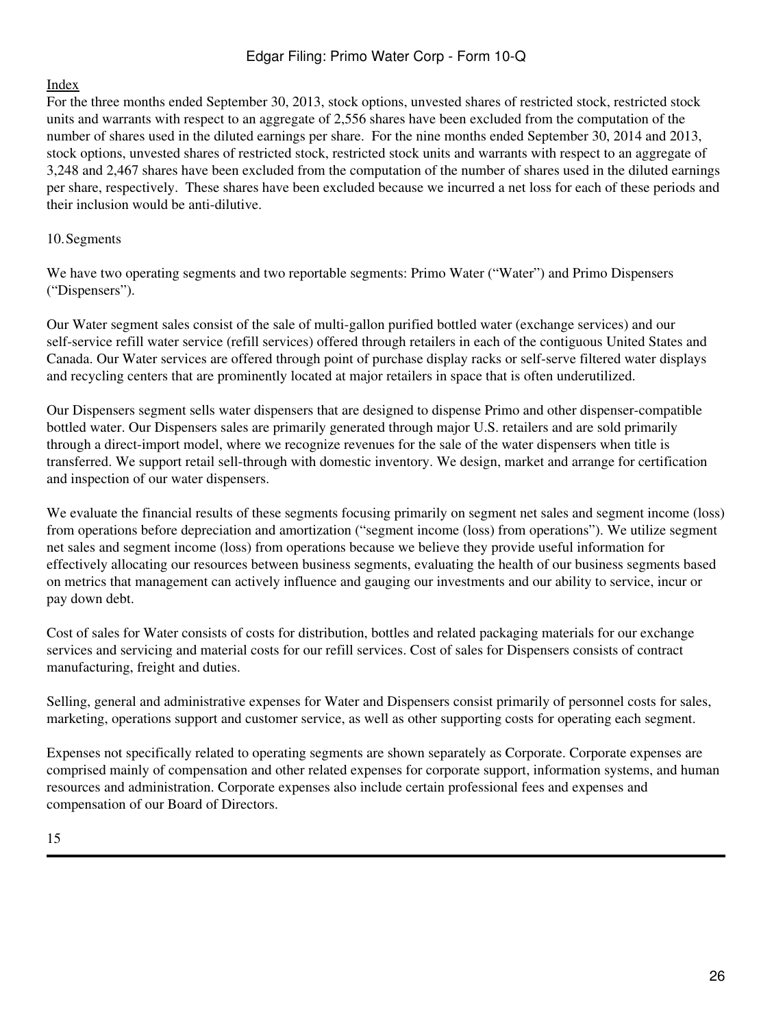For the three months ended September 30, 2013, stock options, unvested shares of restricted stock, restricted stock units and warrants with respect to an aggregate of 2,556 shares have been excluded from the computation of the number of shares used in the diluted earnings per share. For the nine months ended September 30, 2014 and 2013, stock options, unvested shares of restricted stock, restricted stock units and warrants with respect to an aggregate of 3,248 and 2,467 shares have been excluded from the computation of the number of shares used in the diluted earnings per share, respectively. These shares have been excluded because we incurred a net loss for each of these periods and their inclusion would be anti-dilutive.

## 10. Segments

We have two operating segments and two reportable segments: Primo Water ("Water") and Primo Dispensers ("Dispensers").

Our Water segment sales consist of the sale of multi-gallon purified bottled water (exchange services) and our self-service refill water service (refill services) offered through retailers in each of the contiguous United States and Canada. Our Water services are offered through point of purchase display racks or self-serve filtered water displays and recycling centers that are prominently located at major retailers in space that is often underutilized.

Our Dispensers segment sells water dispensers that are designed to dispense Primo and other dispenser-compatible bottled water. Our Dispensers sales are primarily generated through major U.S. retailers and are sold primarily through a direct-import model, where we recognize revenues for the sale of the water dispensers when title is transferred. We support retail sell-through with domestic inventory. We design, market and arrange for certification and inspection of our water dispensers.

We evaluate the financial results of these segments focusing primarily on segment net sales and segment income (loss) from operations before depreciation and amortization ("segment income (loss) from operations"). We utilize segment net sales and segment income (loss) from operations because we believe they provide useful information for effectively allocating our resources between business segments, evaluating the health of our business segments based on metrics that management can actively influence and gauging our investments and our ability to service, incur or pay down debt.

Cost of sales for Water consists of costs for distribution, bottles and related packaging materials for our exchange services and servicing and material costs for our refill services. Cost of sales for Dispensers consists of contract manufacturing, freight and duties.

Selling, general and administrative expenses for Water and Dispensers consist primarily of personnel costs for sales, marketing, operations support and customer service, as well as other supporting costs for operating each segment.

Expenses not specifically related to operating segments are shown separately as Corporate. Corporate expenses are comprised mainly of compensation and other related expenses for corporate support, information systems, and human resources and administration. Corporate expenses also include certain professional fees and expenses and compensation of our Board of Directors.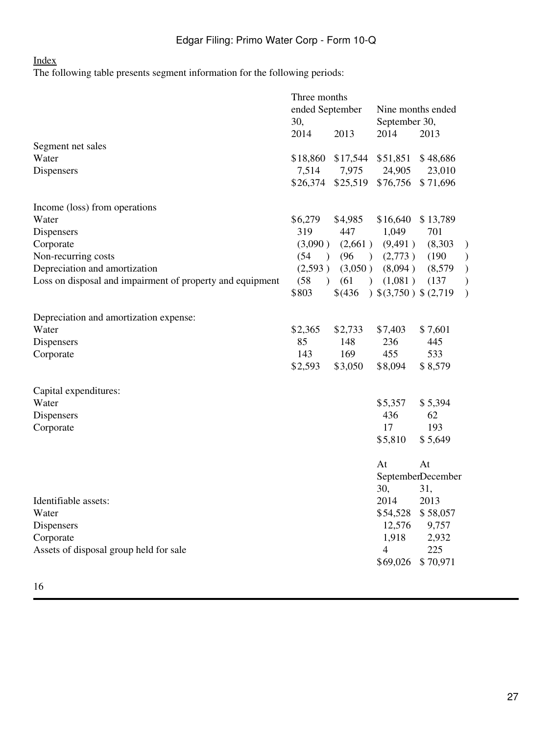Index

The following table presents segment information for the following periods:

| | Three months ended September 30, | | Nine months ended September 30, | |
|---|---|---|---|---|
| | 2014 | 2013 | 2014 | 2013 |
| Segment net sales | | | | |
| Water | $18,860 | $17,544 | $51,851 | $48,686 |
| Dispensers | 7,514 | 7,975 | 24,905 | 23,010 |
| | $26,374 | $25,519 | $76,756 | $71,696 |
| Income (loss) from operations | | | | |
| Water | $6,279 | $4,985 | $16,640 | $13,789 |
| Dispensers | 319 | 447 | 1,049 | 701 |
| Corporate | (3,090) | (2,661) | (9,491) | (8,303) |
| Non-recurring costs | (54) | (96) | (2,773) | (190) |
| Depreciation and amortization | (2,593) | (3,050) | (8,094) | (8,579) |
| Loss on disposal and impairment of property and equipment | (58) | (61) | (1,081) | (137) |
| | $803 | $(436) | $(3,750) | $(2,719) |
| Depreciation and amortization expense: | | | | |
| Water | $2,365 | $2,733 | $7,403 | $7,601 |
| Dispensers | 85 | 148 | 236 | 445 |
| Corporate | 143 | 169 | 455 | 533 |
| | $2,593 | $3,050 | $8,094 | $8,579 |
| Capital expenditures: | | | | |
| Water | | | $5,357 | $5,394 |
| Dispensers | | | 436 | 62 |
| Corporate | | | 17 | 193 |
| | | | $5,810 | $5,649 |

| | At September 30, 2014 | At December 31, 2013 |
|---|---|---|
| Identifiable assets: | | |
| Water | $54,528 | $58,057 |
| Dispensers | 12,576 | 9,757 |
| Corporate | 1,918 | 2,932 |
| Assets of disposal group held for sale | 4 | 225 |
| | $69,026 | $70,971 |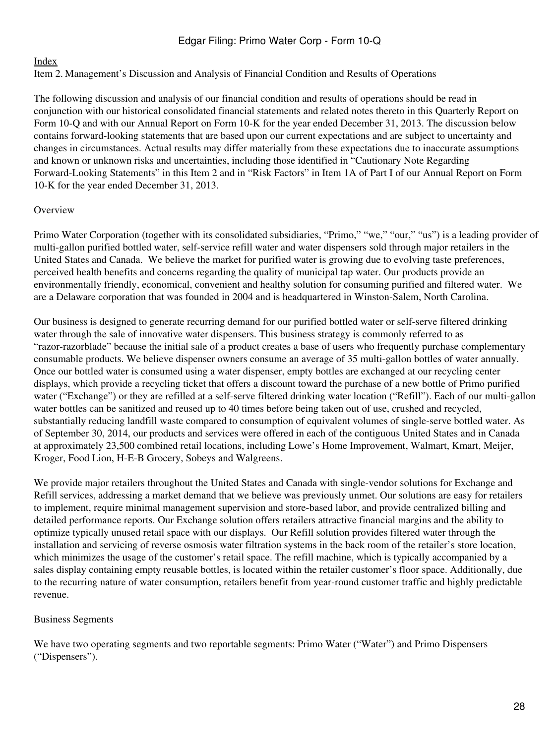Index

## Item 2. Management's Discussion and Analysis of Financial Condition and Results of Operations

The following discussion and analysis of our financial condition and results of operations should be read in conjunction with our historical consolidated financial statements and related notes thereto in this Quarterly Report on Form 10-Q and with our Annual Report on Form 10-K for the year ended December 31, 2013. The discussion below contains forward-looking statements that are based upon our current expectations and are subject to uncertainty and changes in circumstances. Actual results may differ materially from these expectations due to inaccurate assumptions and known or unknown risks and uncertainties, including those identified in "Cautionary Note Regarding Forward-Looking Statements" in this Item 2 and in "Risk Factors" in Item 1A of Part I of our Annual Report on Form 10-K for the year ended December 31, 2013.

### Overview

Primo Water Corporation (together with its consolidated subsidiaries, "Primo," "we," "our," "us") is a leading provider of multi-gallon purified bottled water, self-service refill water and water dispensers sold through major retailers in the United States and Canada. We believe the market for purified water is growing due to evolving taste preferences, perceived health benefits and concerns regarding the quality of municipal tap water. Our products provide an environmentally friendly, economical, convenient and healthy solution for consuming purified and filtered water. We are a Delaware corporation that was founded in 2004 and is headquartered in Winston-Salem, North Carolina.

Our business is designed to generate recurring demand for our purified bottled water or self-serve filtered drinking water through the sale of innovative water dispensers. This business strategy is commonly referred to as "razor-razorblade" because the initial sale of a product creates a base of users who frequently purchase complementary consumable products. We believe dispenser owners consume an average of 35 multi-gallon bottles of water annually. Once our bottled water is consumed using a water dispenser, empty bottles are exchanged at our recycling center displays, which provide a recycling ticket that offers a discount toward the purchase of a new bottle of Primo purified water ("Exchange") or they are refilled at a self-serve filtered drinking water location ("Refill"). Each of our multi-gallon water bottles can be sanitized and reused up to 40 times before being taken out of use, crushed and recycled, substantially reducing landfill waste compared to consumption of equivalent volumes of single-serve bottled water. As of September 30, 2014, our products and services were offered in each of the contiguous United States and in Canada at approximately 23,500 combined retail locations, including Lowe's Home Improvement, Walmart, Kmart, Meijer, Kroger, Food Lion, H-E-B Grocery, Sobeys and Walgreens.

We provide major retailers throughout the United States and Canada with single-vendor solutions for Exchange and Refill services, addressing a market demand that we believe was previously unmet. Our solutions are easy for retailers to implement, require minimal management supervision and store-based labor, and provide centralized billing and detailed performance reports. Our Exchange solution offers retailers attractive financial margins and the ability to optimize typically unused retail space with our displays. Our Refill solution provides filtered water through the installation and servicing of reverse osmosis water filtration systems in the back room of the retailer's store location, which minimizes the usage of the customer's retail space. The refill machine, which is typically accompanied by a sales display containing empty reusable bottles, is located within the retailer customer's floor space. Additionally, due to the recurring nature of water consumption, retailers benefit from year-round customer traffic and highly predictable revenue.

### Business Segments

We have two operating segments and two reportable segments: Primo Water ("Water") and Primo Dispensers ("Dispensers").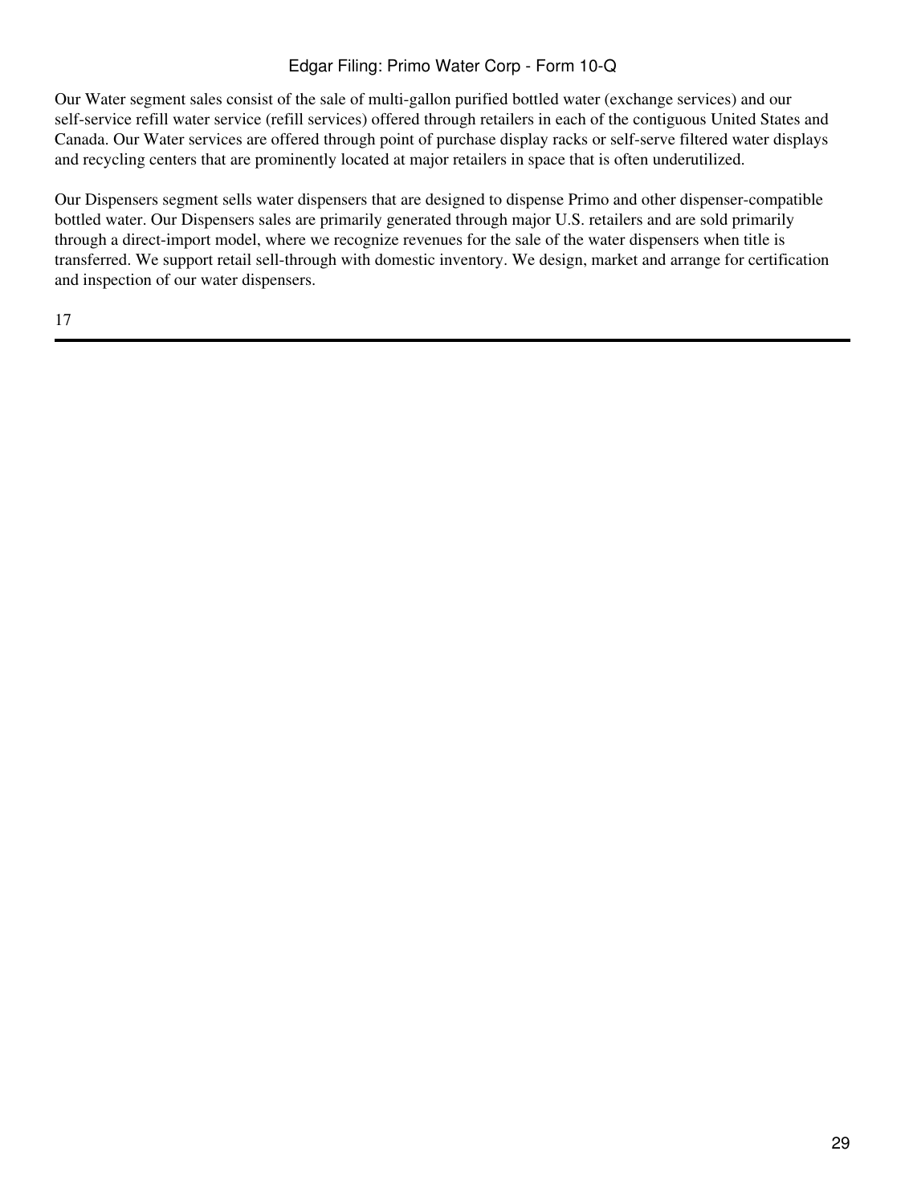Our Water segment sales consist of the sale of multi-gallon purified bottled water (exchange services) and our self-service refill water service (refill services) offered through retailers in each of the contiguous United States and Canada. Our Water services are offered through point of purchase display racks or self-serve filtered water displays and recycling centers that are prominently located at major retailers in space that is often underutilized.

Our Dispensers segment sells water dispensers that are designed to dispense Primo and other dispenser-compatible bottled water. Our Dispensers sales are primarily generated through major U.S. retailers and are sold primarily through a direct-import model, where we recognize revenues for the sale of the water dispensers when title is transferred. We support retail sell-through with domestic inventory. We design, market and arrange for certification and inspection of our water dispensers.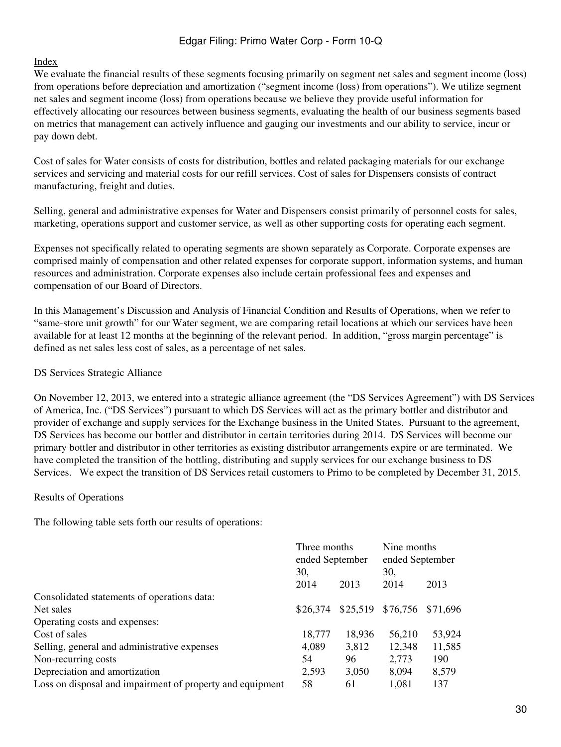Index

We evaluate the financial results of these segments focusing primarily on segment net sales and segment income (loss) from operations before depreciation and amortization ("segment income (loss) from operations"). We utilize segment net sales and segment income (loss) from operations because we believe they provide useful information for effectively allocating our resources between business segments, evaluating the health of our business segments based on metrics that management can actively influence and gauging our investments and our ability to service, incur or pay down debt.

Cost of sales for Water consists of costs for distribution, bottles and related packaging materials for our exchange services and servicing and material costs for our refill services. Cost of sales for Dispensers consists of contract manufacturing, freight and duties.

Selling, general and administrative expenses for Water and Dispensers consist primarily of personnel costs for sales, marketing, operations support and customer service, as well as other supporting costs for operating each segment.

Expenses not specifically related to operating segments are shown separately as Corporate. Corporate expenses are comprised mainly of compensation and other related expenses for corporate support, information systems, and human resources and administration. Corporate expenses also include certain professional fees and expenses and compensation of our Board of Directors.

In this Management's Discussion and Analysis of Financial Condition and Results of Operations, when we refer to "same-store unit growth" for our Water segment, we are comparing retail locations at which our services have been available for at least 12 months at the beginning of the relevant period. In addition, "gross margin percentage" is defined as net sales less cost of sales, as a percentage of net sales.

DS Services Strategic Alliance

On November 12, 2013, we entered into a strategic alliance agreement (the "DS Services Agreement") with DS Services of America, Inc. ("DS Services") pursuant to which DS Services will act as the primary bottler and distributor and provider of exchange and supply services for the Exchange business in the United States. Pursuant to the agreement, DS Services has become our bottler and distributor in certain territories during 2014. DS Services will become our primary bottler and distributor in other territories as existing distributor arrangements expire or are terminated. We have completed the transition of the bottling, distributing and supply services for our exchange business to DS Services. We expect the transition of DS Services retail customers to Primo to be completed by December 31, 2015.

Results of Operations

The following table sets forth our results of operations:

| | Three months ended September 30, | | Nine months ended September 30, | |
|---|---|---|---|---|
| | 2014 | 2013 | 2014 | 2013 |
| Consolidated statements of operations data: | | | | |
| Net sales | $26,374 | $25,519 | $76,756 | $71,696 |
| Operating costs and expenses: | | | | |
| Cost of sales | 18,777 | 18,936 | 56,210 | 53,924 |
| Selling, general and administrative expenses | 4,089 | 3,812 | 12,348 | 11,585 |
| Non-recurring costs | 54 | 96 | 2,773 | 190 |
| Depreciation and amortization | 2,593 | 3,050 | 8,094 | 8,579 |
| Loss on disposal and impairment of property and equipment | 58 | 61 | 1,081 | 137 |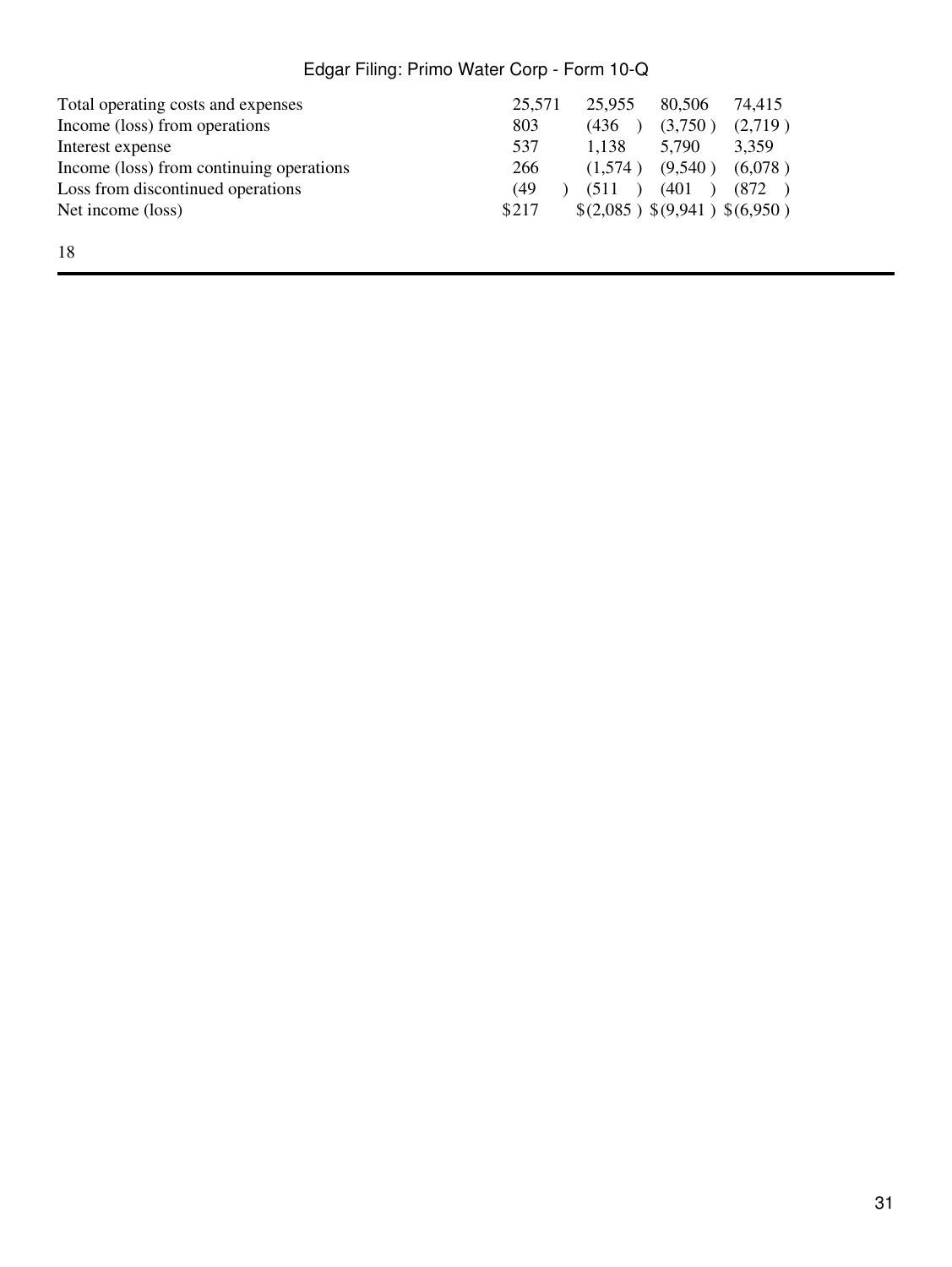| | | | | |
|---|---|---|---|---|
| Total operating costs and expenses | 25,571 | 25,955 | 80,506 | 74,415 |
| Income (loss) from operations | 803 | (436 ) | (3,750 ) | (2,719 ) |
| Interest expense | 537 | 1,138 | 5,790 | 3,359 |
| Income (loss) from continuing operations | 266 | (1,574 ) | (9,540 ) | (6,078 ) |
| Loss from discontinued operations | (49 ) | (511 ) | (401 ) | (872 ) |
| Net income (loss) | $217 | $(2,085 ) | $(9,941 ) | $(6,950 ) |

18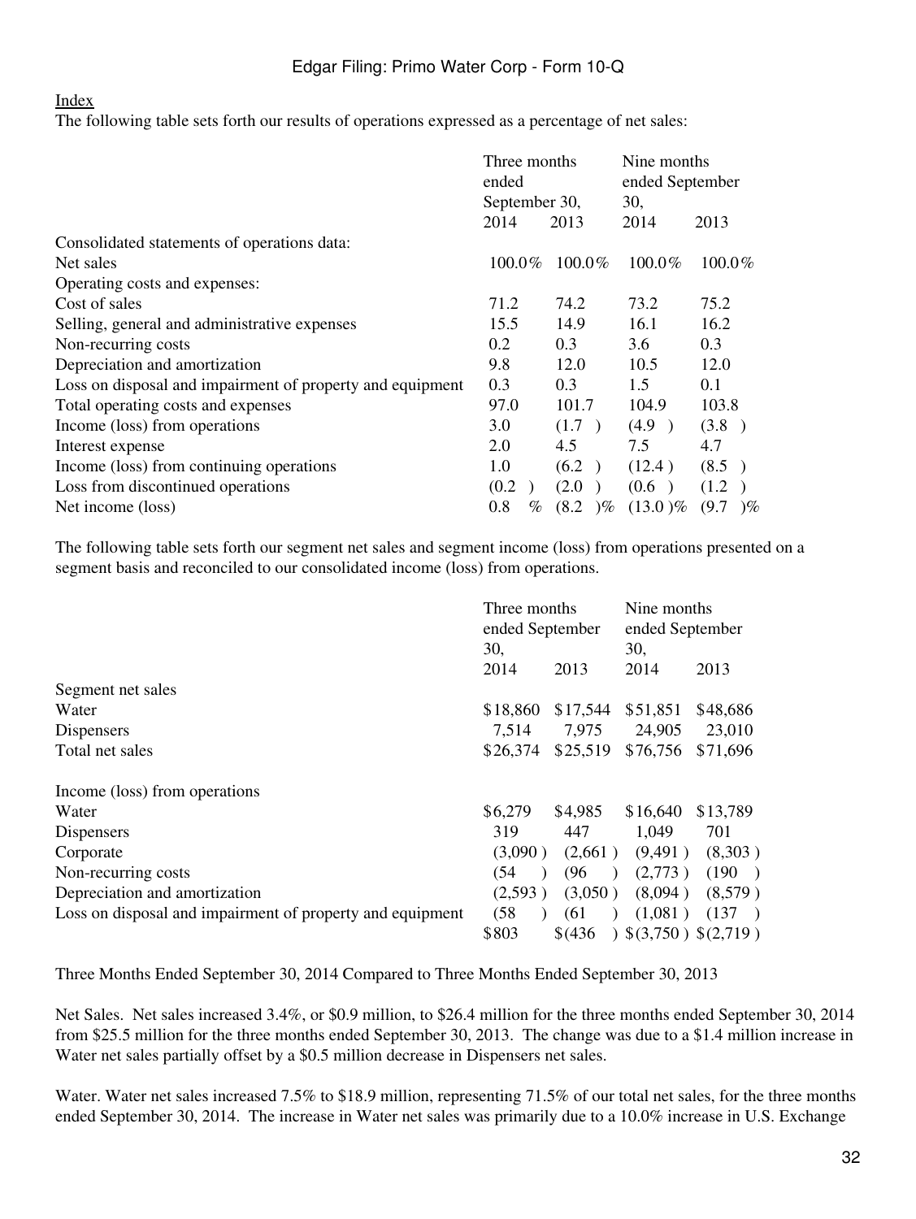The following table sets forth our results of operations expressed as a percentage of net sales:

| | Three months ended September 30, | | Nine months ended September 30, | |
|---|---|---|---|---|
| | 2014 | 2013 | 2014 | 2013 |
| Consolidated statements of operations data: | | | | |
| Net sales | 100.0% | 100.0% | 100.0% | 100.0% |
| Operating costs and expenses: | | | | |
| Cost of sales | 71.2 | 74.2 | 73.2 | 75.2 |
| Selling, general and administrative expenses | 15.5 | 14.9 | 16.1 | 16.2 |
| Non-recurring costs | 0.2 | 0.3 | 3.6 | 0.3 |
| Depreciation and amortization | 9.8 | 12.0 | 10.5 | 12.0 |
| Loss on disposal and impairment of property and equipment | 0.3 | 0.3 | 1.5 | 0.1 |
| Total operating costs and expenses | 97.0 | 101.7 | 104.9 | 103.8 |
| Income (loss) from operations | 3.0 | (1.7 ) | (4.9 ) | (3.8 ) |
| Interest expense | 2.0 | 4.5 | 7.5 | 4.7 |
| Income (loss) from continuing operations | 1.0 | (6.2 ) | (12.4 ) | (8.5 ) |
| Loss from discontinued operations | (0.2 ) | (2.0 ) | (0.6 ) | (1.2 ) |
| Net income (loss) | 0.8 % | (8.2 )% | (13.0 )% | (9.7 )% |

The following table sets forth our segment net sales and segment income (loss) from operations presented on a segment basis and reconciled to our consolidated income (loss) from operations.

| | Three months ended September 30, | | Nine months ended September 30, | |
|---|---|---|---|---|
| | 2014 | 2013 | 2014 | 2013 |
| Segment net sales | | | | |
| Water | $18,860 | $17,544 | $51,851 | $48,686 |
| Dispensers | 7,514 | 7,975 | 24,905 | 23,010 |
| Total net sales | $26,374 | $25,519 | $76,756 | $71,696 |
| | | | | |
| Income (loss) from operations | | | | |
| Water | $6,279 | $4,985 | $16,640 | $13,789 |
| Dispensers | 319 | 447 | 1,049 | 701 |
| Corporate | (3,090 ) | (2,661 ) | (9,491 ) | (8,303 ) |
| Non-recurring costs | (54 ) | (96 ) | (2,773 ) | (190 ) |
| Depreciation and amortization | (2,593 ) | (3,050 ) | (8,094 ) | (8,579 ) |
| Loss on disposal and impairment of property and equipment | (58 ) | (61 ) | (1,081 ) | (137 ) |
| | $803 | $(436 ) | $(3,750 ) | $(2,719 ) |

Three Months Ended September 30, 2014 Compared to Three Months Ended September 30, 2013

Net Sales. Net sales increased 3.4%, or $0.9 million, to $26.4 million for the three months ended September 30, 2014 from $25.5 million for the three months ended September 30, 2013. The change was due to a $1.4 million increase in Water net sales partially offset by a $0.5 million decrease in Dispensers net sales.

Water. Water net sales increased 7.5% to $18.9 million, representing 71.5% of our total net sales, for the three months ended September 30, 2014. The increase in Water net sales was primarily due to a 10.0% increase in U.S. Exchange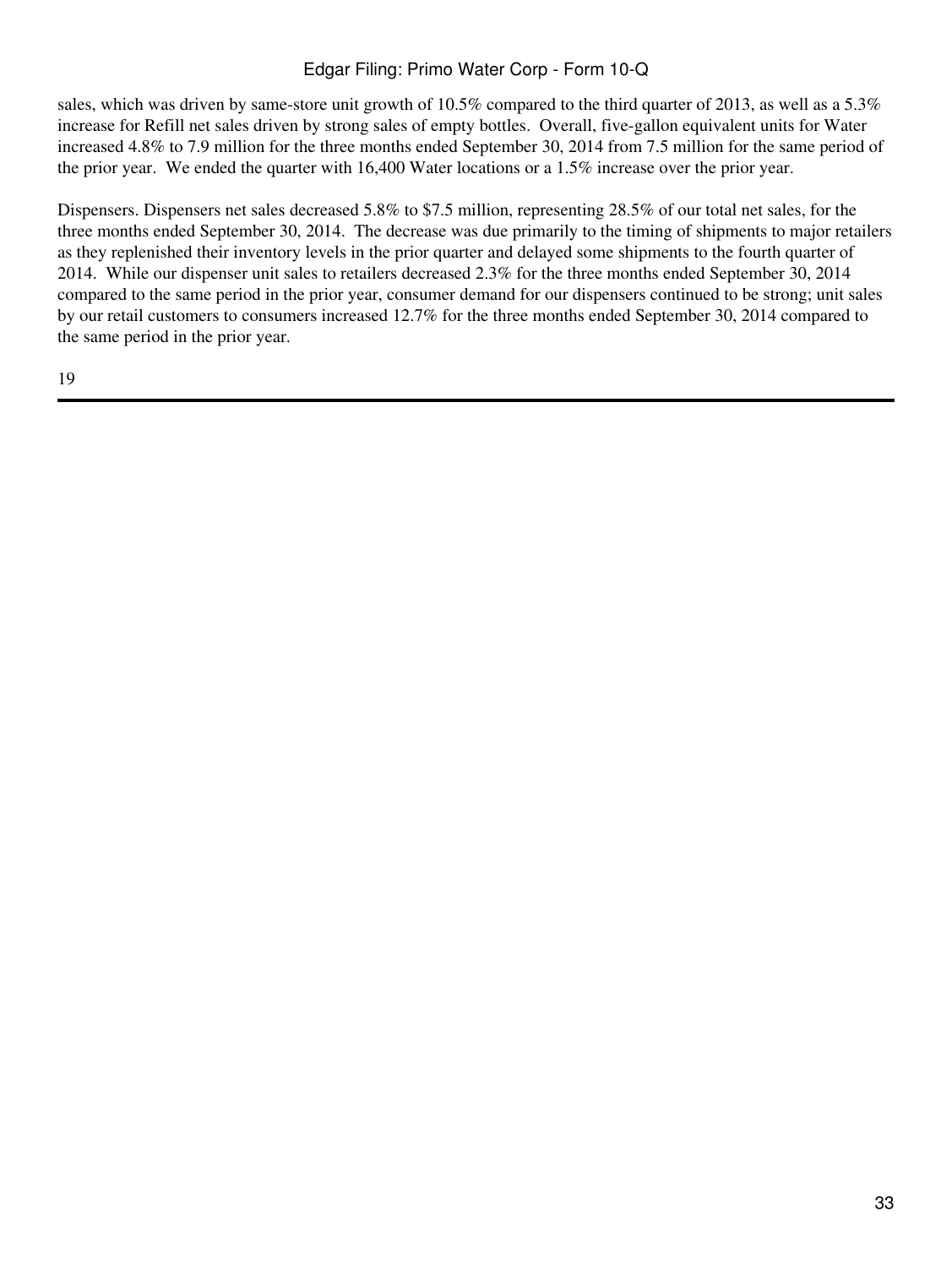sales, which was driven by same-store unit growth of 10.5% compared to the third quarter of 2013, as well as a 5.3% increase for Refill net sales driven by strong sales of empty bottles. Overall, five-gallon equivalent units for Water increased 4.8% to 7.9 million for the three months ended September 30, 2014 from 7.5 million for the same period of the prior year. We ended the quarter with 16,400 Water locations or a 1.5% increase over the prior year.

Dispensers. Dispensers net sales decreased 5.8% to $7.5 million, representing 28.5% of our total net sales, for the three months ended September 30, 2014. The decrease was due primarily to the timing of shipments to major retailers as they replenished their inventory levels in the prior quarter and delayed some shipments to the fourth quarter of 2014. While our dispenser unit sales to retailers decreased 2.3% for the three months ended September 30, 2014 compared to the same period in the prior year, consumer demand for our dispensers continued to be strong; unit sales by our retail customers to consumers increased 12.7% for the three months ended September 30, 2014 compared to the same period in the prior year.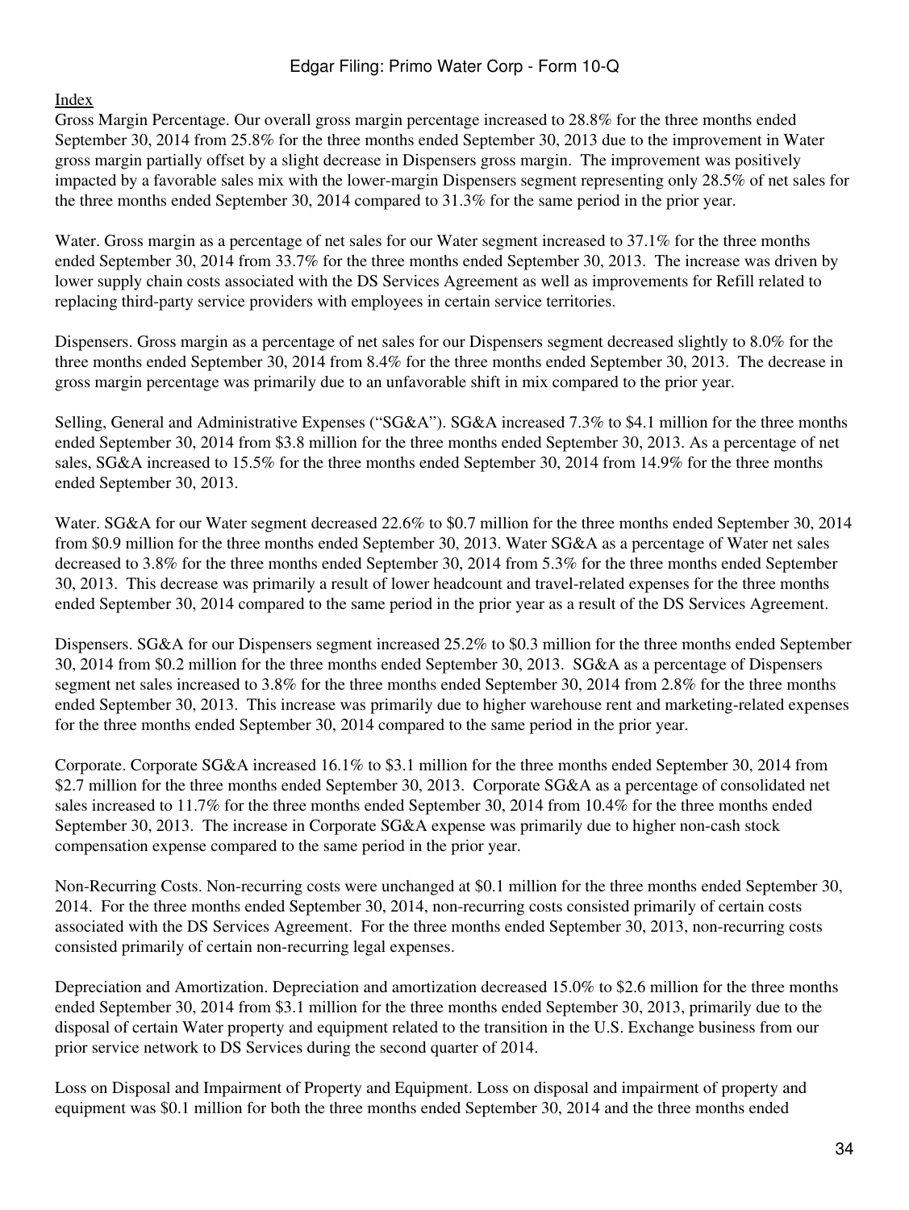Gross Margin Percentage. Our overall gross margin percentage increased to 28.8% for the three months ended September 30, 2014 from 25.8% for the three months ended September 30, 2013 due to the improvement in Water gross margin partially offset by a slight decrease in Dispensers gross margin. The improvement was positively impacted by a favorable sales mix with the lower-margin Dispensers segment representing only 28.5% of net sales for the three months ended September 30, 2014 compared to 31.3% for the same period in the prior year.

Water. Gross margin as a percentage of net sales for our Water segment increased to 37.1% for the three months ended September 30, 2014 from 33.7% for the three months ended September 30, 2013. The increase was driven by lower supply chain costs associated with the DS Services Agreement as well as improvements for Refill related to replacing third-party service providers with employees in certain service territories.

Dispensers. Gross margin as a percentage of net sales for our Dispensers segment decreased slightly to 8.0% for the three months ended September 30, 2014 from 8.4% for the three months ended September 30, 2013. The decrease in gross margin percentage was primarily due to an unfavorable shift in mix compared to the prior year.

Selling, General and Administrative Expenses ("SG&A"). SG&A increased 7.3% to $4.1 million for the three months ended September 30, 2014 from $3.8 million for the three months ended September 30, 2013. As a percentage of net sales, SG&A increased to 15.5% for the three months ended September 30, 2014 from 14.9% for the three months ended September 30, 2013.

Water. SG&A for our Water segment decreased 22.6% to $0.7 million for the three months ended September 30, 2014 from $0.9 million for the three months ended September 30, 2013. Water SG&A as a percentage of Water net sales decreased to 3.8% for the three months ended September 30, 2014 from 5.3% for the three months ended September 30, 2013. This decrease was primarily a result of lower headcount and travel-related expenses for the three months ended September 30, 2014 compared to the same period in the prior year as a result of the DS Services Agreement.

Dispensers. SG&A for our Dispensers segment increased 25.2% to $0.3 million for the three months ended September 30, 2014 from $0.2 million for the three months ended September 30, 2013. SG&A as a percentage of Dispensers segment net sales increased to 3.8% for the three months ended September 30, 2014 from 2.8% for the three months ended September 30, 2013. This increase was primarily due to higher warehouse rent and marketing-related expenses for the three months ended September 30, 2014 compared to the same period in the prior year.

Corporate. Corporate SG&A increased 16.1% to $3.1 million for the three months ended September 30, 2014 from $2.7 million for the three months ended September 30, 2013. Corporate SG&A as a percentage of consolidated net sales increased to 11.7% for the three months ended September 30, 2014 from 10.4% for the three months ended September 30, 2013. The increase in Corporate SG&A expense was primarily due to higher non-cash stock compensation expense compared to the same period in the prior year.

Non-Recurring Costs. Non-recurring costs were unchanged at $0.1 million for the three months ended September 30, 2014. For the three months ended September 30, 2014, non-recurring costs consisted primarily of certain costs associated with the DS Services Agreement. For the three months ended September 30, 2013, non-recurring costs consisted primarily of certain non-recurring legal expenses.

Depreciation and Amortization. Depreciation and amortization decreased 15.0% to $2.6 million for the three months ended September 30, 2014 from $3.1 million for the three months ended September 30, 2013, primarily due to the disposal of certain Water property and equipment related to the transition in the U.S. Exchange business from our prior service network to DS Services during the second quarter of 2014.

Loss on Disposal and Impairment of Property and Equipment. Loss on disposal and impairment of property and equipment was $0.1 million for both the three months ended September 30, 2014 and the three months ended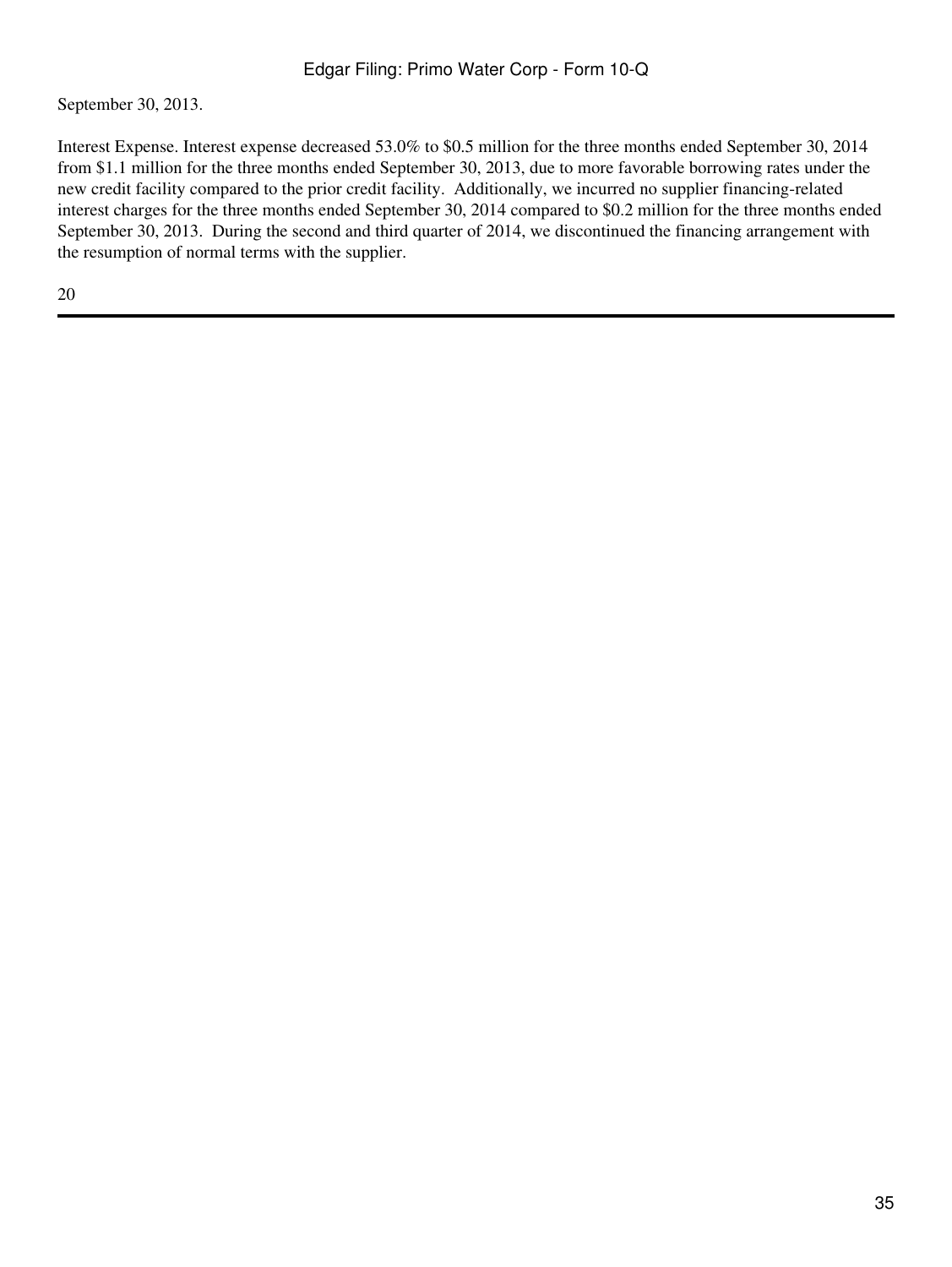September 30, 2013.

Interest Expense. Interest expense decreased 53.0% to $0.5 million for the three months ended September 30, 2014 from $1.1 million for the three months ended September 30, 2013, due to more favorable borrowing rates under the new credit facility compared to the prior credit facility. Additionally, we incurred no supplier financing-related interest charges for the three months ended September 30, 2014 compared to $0.2 million for the three months ended September 30, 2013. During the second and third quarter of 2014, we discontinued the financing arrangement with the resumption of normal terms with the supplier.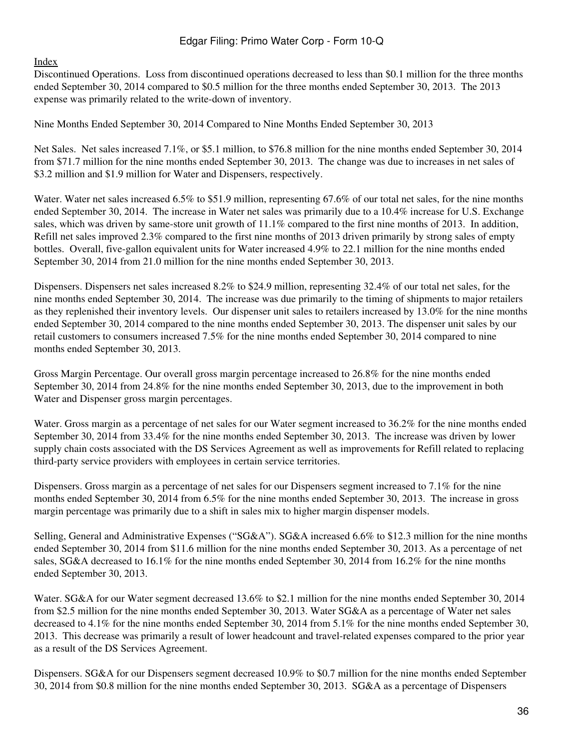Discontinued Operations. Loss from discontinued operations decreased to less than $0.1 million for the three months ended September 30, 2014 compared to $0.5 million for the three months ended September 30, 2013. The 2013 expense was primarily related to the write-down of inventory.

Nine Months Ended September 30, 2014 Compared to Nine Months Ended September 30, 2013

Net Sales. Net sales increased 7.1%, or $5.1 million, to $76.8 million for the nine months ended September 30, 2014 from $71.7 million for the nine months ended September 30, 2013. The change was due to increases in net sales of $3.2 million and $1.9 million for Water and Dispensers, respectively.

Water. Water net sales increased 6.5% to $51.9 million, representing 67.6% of our total net sales, for the nine months ended September 30, 2014. The increase in Water net sales was primarily due to a 10.4% increase for U.S. Exchange sales, which was driven by same-store unit growth of 11.1% compared to the first nine months of 2013. In addition, Refill net sales improved 2.3% compared to the first nine months of 2013 driven primarily by strong sales of empty bottles. Overall, five-gallon equivalent units for Water increased 4.9% to 22.1 million for the nine months ended September 30, 2014 from 21.0 million for the nine months ended September 30, 2013.

Dispensers. Dispensers net sales increased 8.2% to $24.9 million, representing 32.4% of our total net sales, for the nine months ended September 30, 2014. The increase was due primarily to the timing of shipments to major retailers as they replenished their inventory levels. Our dispenser unit sales to retailers increased by 13.0% for the nine months ended September 30, 2014 compared to the nine months ended September 30, 2013. The dispenser unit sales by our retail customers to consumers increased 7.5% for the nine months ended September 30, 2014 compared to nine months ended September 30, 2013.

Gross Margin Percentage. Our overall gross margin percentage increased to 26.8% for the nine months ended September 30, 2014 from 24.8% for the nine months ended September 30, 2013, due to the improvement in both Water and Dispenser gross margin percentages.

Water. Gross margin as a percentage of net sales for our Water segment increased to 36.2% for the nine months ended September 30, 2014 from 33.4% for the nine months ended September 30, 2013. The increase was driven by lower supply chain costs associated with the DS Services Agreement as well as improvements for Refill related to replacing third-party service providers with employees in certain service territories.

Dispensers. Gross margin as a percentage of net sales for our Dispensers segment increased to 7.1% for the nine months ended September 30, 2014 from 6.5% for the nine months ended September 30, 2013. The increase in gross margin percentage was primarily due to a shift in sales mix to higher margin dispenser models.

Selling, General and Administrative Expenses ("SG&A"). SG&A increased 6.6% to $12.3 million for the nine months ended September 30, 2014 from $11.6 million for the nine months ended September 30, 2013. As a percentage of net sales, SG&A decreased to 16.1% for the nine months ended September 30, 2014 from 16.2% for the nine months ended September 30, 2013.

Water. SG&A for our Water segment decreased 13.6% to $2.1 million for the nine months ended September 30, 2014 from $2.5 million for the nine months ended September 30, 2013. Water SG&A as a percentage of Water net sales decreased to 4.1% for the nine months ended September 30, 2014 from 5.1% for the nine months ended September 30, 2013. This decrease was primarily a result of lower headcount and travel-related expenses compared to the prior year as a result of the DS Services Agreement.

Dispensers. SG&A for our Dispensers segment decreased 10.9% to $0.7 million for the nine months ended September 30, 2014 from $0.8 million for the nine months ended September 30, 2013. SG&A as a percentage of Dispensers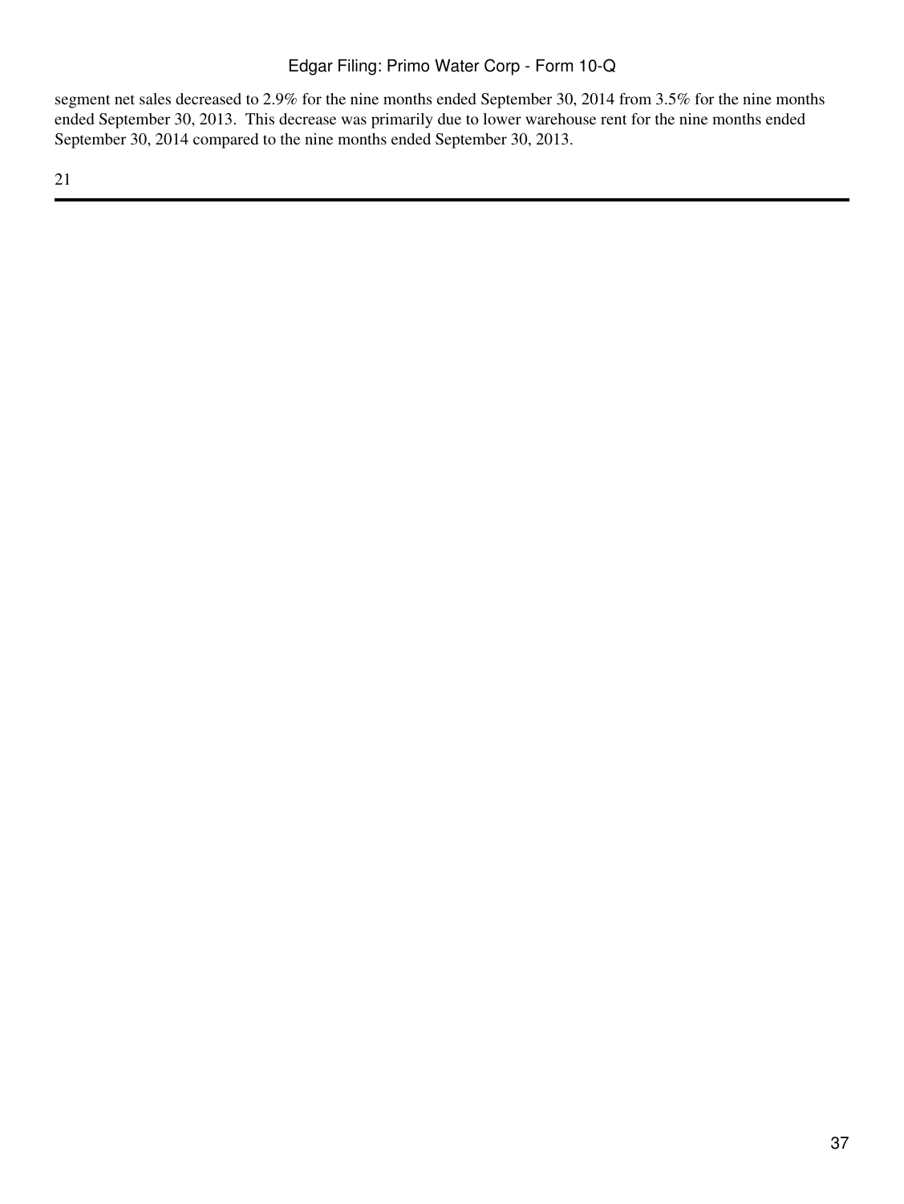segment net sales decreased to 2.9% for the nine months ended September 30, 2014 from 3.5% for the nine months ended September 30, 2013. This decrease was primarily due to lower warehouse rent for the nine months ended September 30, 2014 compared to the nine months ended September 30, 2013.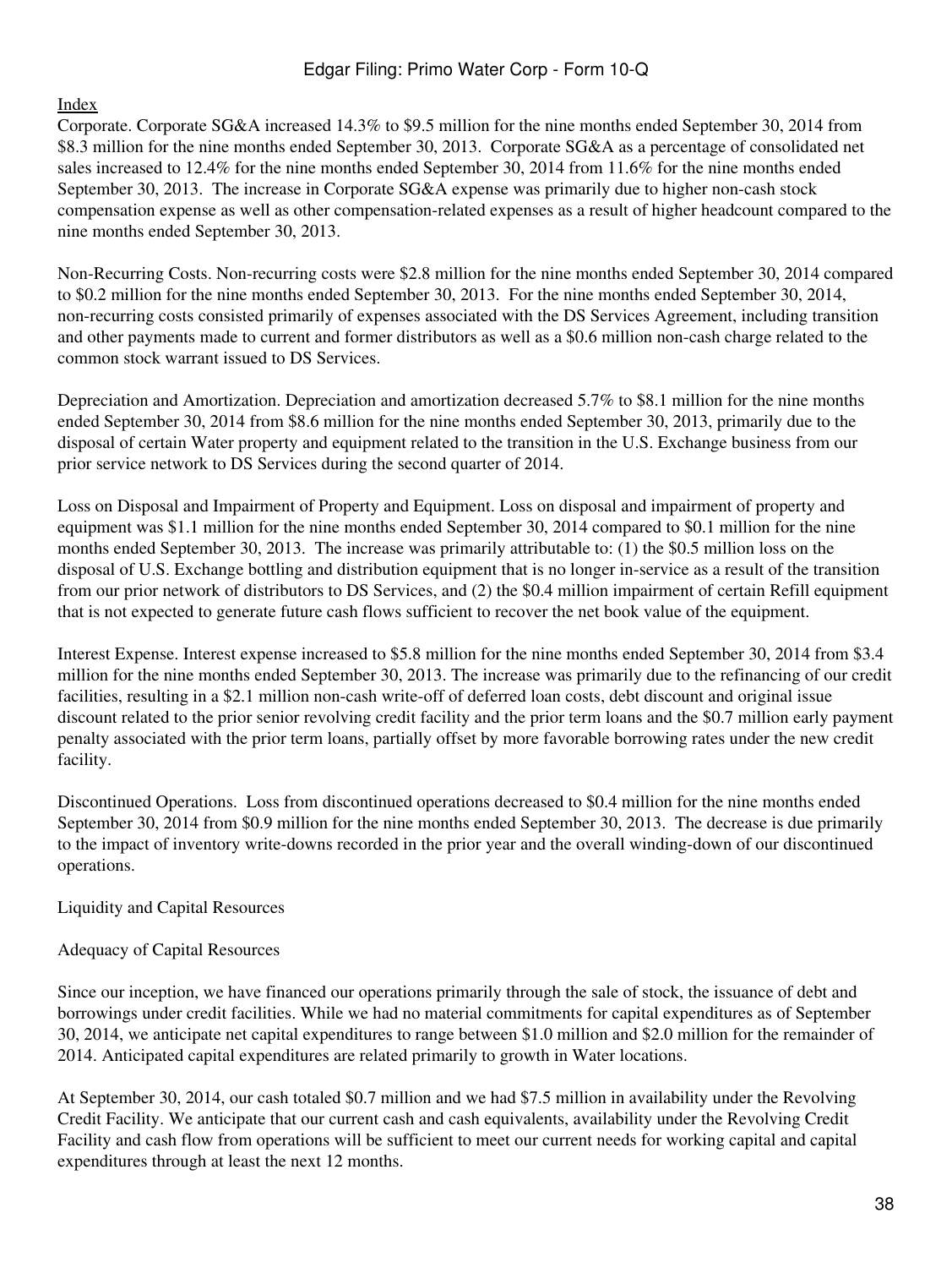Index

Corporate. Corporate SG&A increased 14.3% to $9.5 million for the nine months ended September 30, 2014 from $8.3 million for the nine months ended September 30, 2013. Corporate SG&A as a percentage of consolidated net sales increased to 12.4% for the nine months ended September 30, 2014 from 11.6% for the nine months ended September 30, 2013. The increase in Corporate SG&A expense was primarily due to higher non-cash stock compensation expense as well as other compensation-related expenses as a result of higher headcount compared to the nine months ended September 30, 2013.

Non-Recurring Costs. Non-recurring costs were $2.8 million for the nine months ended September 30, 2014 compared to $0.2 million for the nine months ended September 30, 2013. For the nine months ended September 30, 2014, non-recurring costs consisted primarily of expenses associated with the DS Services Agreement, including transition and other payments made to current and former distributors as well as a $0.6 million non-cash charge related to the common stock warrant issued to DS Services.

Depreciation and Amortization. Depreciation and amortization decreased 5.7% to $8.1 million for the nine months ended September 30, 2014 from $8.6 million for the nine months ended September 30, 2013, primarily due to the disposal of certain Water property and equipment related to the transition in the U.S. Exchange business from our prior service network to DS Services during the second quarter of 2014.

Loss on Disposal and Impairment of Property and Equipment. Loss on disposal and impairment of property and equipment was $1.1 million for the nine months ended September 30, 2014 compared to $0.1 million for the nine months ended September 30, 2013. The increase was primarily attributable to: (1) the $0.5 million loss on the disposal of U.S. Exchange bottling and distribution equipment that is no longer in-service as a result of the transition from our prior network of distributors to DS Services, and (2) the $0.4 million impairment of certain Refill equipment that is not expected to generate future cash flows sufficient to recover the net book value of the equipment.

Interest Expense. Interest expense increased to $5.8 million for the nine months ended September 30, 2014 from $3.4 million for the nine months ended September 30, 2013. The increase was primarily due to the refinancing of our credit facilities, resulting in a $2.1 million non-cash write-off of deferred loan costs, debt discount and original issue discount related to the prior senior revolving credit facility and the prior term loans and the $0.7 million early payment penalty associated with the prior term loans, partially offset by more favorable borrowing rates under the new credit facility.

Discontinued Operations. Loss from discontinued operations decreased to $0.4 million for the nine months ended September 30, 2014 from $0.9 million for the nine months ended September 30, 2013. The decrease is due primarily to the impact of inventory write-downs recorded in the prior year and the overall winding-down of our discontinued operations.

Liquidity and Capital Resources

Adequacy of Capital Resources

Since our inception, we have financed our operations primarily through the sale of stock, the issuance of debt and borrowings under credit facilities. While we had no material commitments for capital expenditures as of September 30, 2014, we anticipate net capital expenditures to range between $1.0 million and $2.0 million for the remainder of 2014. Anticipated capital expenditures are related primarily to growth in Water locations.

At September 30, 2014, our cash totaled $0.7 million and we had $7.5 million in availability under the Revolving Credit Facility. We anticipate that our current cash and cash equivalents, availability under the Revolving Credit Facility and cash flow from operations will be sufficient to meet our current needs for working capital and capital expenditures through at least the next 12 months.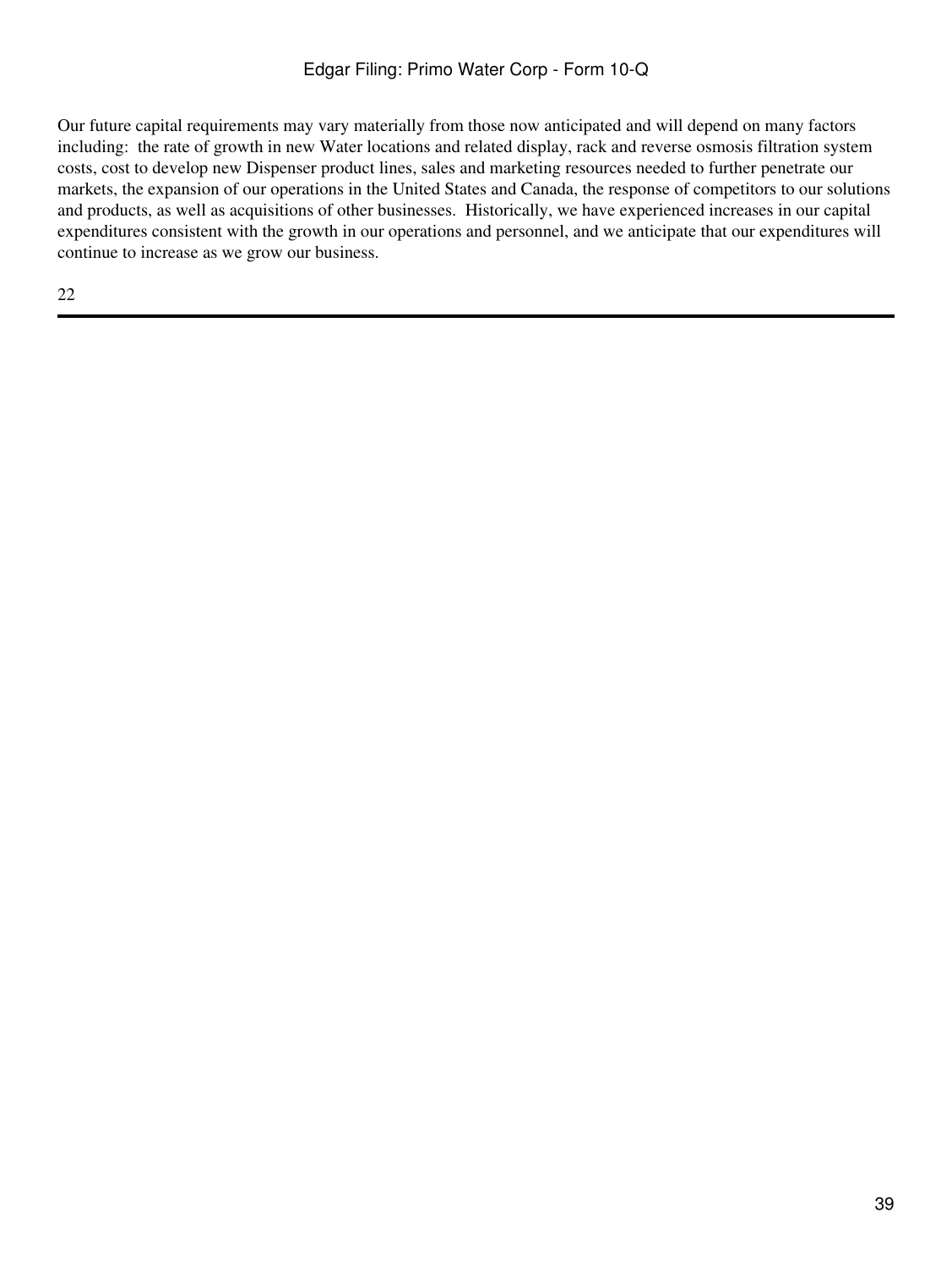Our future capital requirements may vary materially from those now anticipated and will depend on many factors including: the rate of growth in new Water locations and related display, rack and reverse osmosis filtration system costs, cost to develop new Dispenser product lines, sales and marketing resources needed to further penetrate our markets, the expansion of our operations in the United States and Canada, the response of competitors to our solutions and products, as well as acquisitions of other businesses. Historically, we have experienced increases in our capital expenditures consistent with the growth in our operations and personnel, and we anticipate that our expenditures will continue to increase as we grow our business.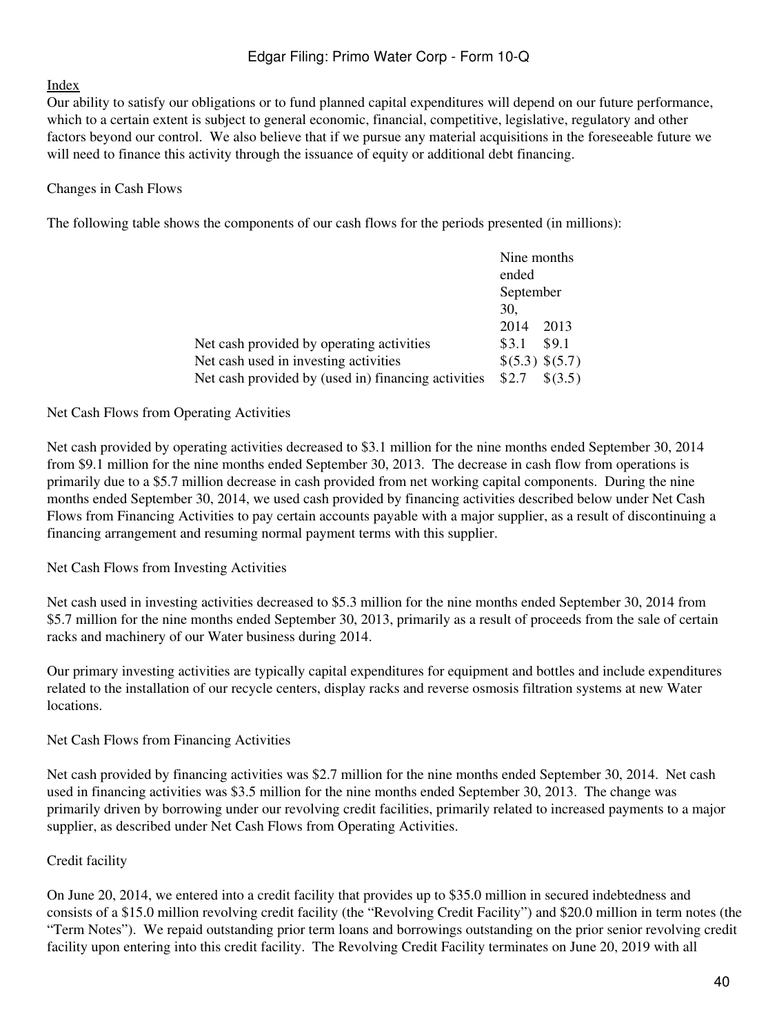Our ability to satisfy our obligations or to fund planned capital expenditures will depend on our future performance, which to a certain extent is subject to general economic, financial, competitive, legislative, regulatory and other factors beyond our control. We also believe that if we pursue any material acquisitions in the foreseeable future we will need to finance this activity through the issuance of equity or additional debt financing.

Changes in Cash Flows

The following table shows the components of our cash flows for the periods presented (in millions):

| | Nine months ended September 30, | |
|---|---|---|
| | 2014 | 2013 |
| Net cash provided by operating activities | $3.1 | $9.1 |
| Net cash used in investing activities | $(5.3) | $(5.7) |
| Net cash provided by (used in) financing activities | $2.7 | $(3.5) |

Net Cash Flows from Operating Activities

Net cash provided by operating activities decreased to $3.1 million for the nine months ended September 30, 2014 from $9.1 million for the nine months ended September 30, 2013. The decrease in cash flow from operations is primarily due to a $5.7 million decrease in cash provided from net working capital components. During the nine months ended September 30, 2014, we used cash provided by financing activities described below under Net Cash Flows from Financing Activities to pay certain accounts payable with a major supplier, as a result of discontinuing a financing arrangement and resuming normal payment terms with this supplier.

Net Cash Flows from Investing Activities

Net cash used in investing activities decreased to $5.3 million for the nine months ended September 30, 2014 from $5.7 million for the nine months ended September 30, 2013, primarily as a result of proceeds from the sale of certain racks and machinery of our Water business during 2014.

Our primary investing activities are typically capital expenditures for equipment and bottles and include expenditures related to the installation of our recycle centers, display racks and reverse osmosis filtration systems at new Water locations.

Net Cash Flows from Financing Activities

Net cash provided by financing activities was $2.7 million for the nine months ended September 30, 2014. Net cash used in financing activities was $3.5 million for the nine months ended September 30, 2013. The change was primarily driven by borrowing under our revolving credit facilities, primarily related to increased payments to a major supplier, as described under Net Cash Flows from Operating Activities.

Credit facility

On June 20, 2014, we entered into a credit facility that provides up to $35.0 million in secured indebtedness and consists of a $15.0 million revolving credit facility (the "Revolving Credit Facility") and $20.0 million in term notes (the "Term Notes"). We repaid outstanding prior term loans and borrowings outstanding on the prior senior revolving credit facility upon entering into this credit facility. The Revolving Credit Facility terminates on June 20, 2019 with all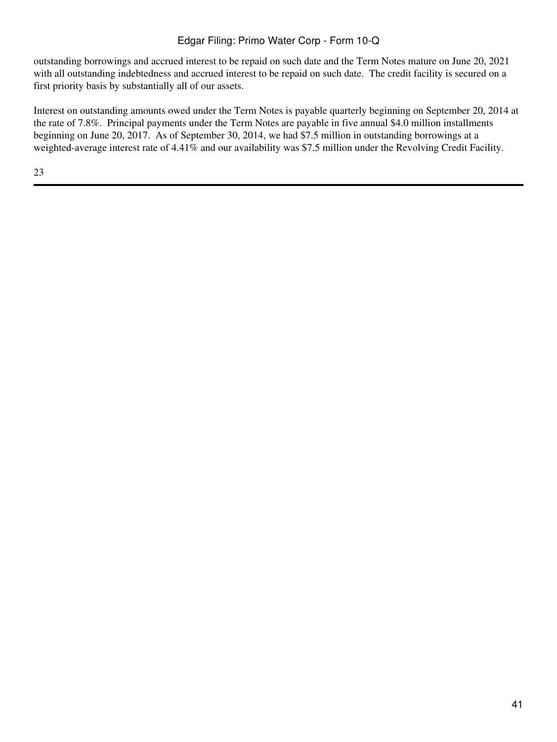outstanding borrowings and accrued interest to be repaid on such date and the Term Notes mature on June 20, 2021 with all outstanding indebtedness and accrued interest to be repaid on such date. The credit facility is secured on a first priority basis by substantially all of our assets.

Interest on outstanding amounts owed under the Term Notes is payable quarterly beginning on September 20, 2014 at the rate of 7.8%. Principal payments under the Term Notes are payable in five annual $4.0 million installments beginning on June 20, 2017. As of September 30, 2014, we had $7.5 million in outstanding borrowings at a weighted-average interest rate of 4.41% and our availability was $7.5 million under the Revolving Credit Facility.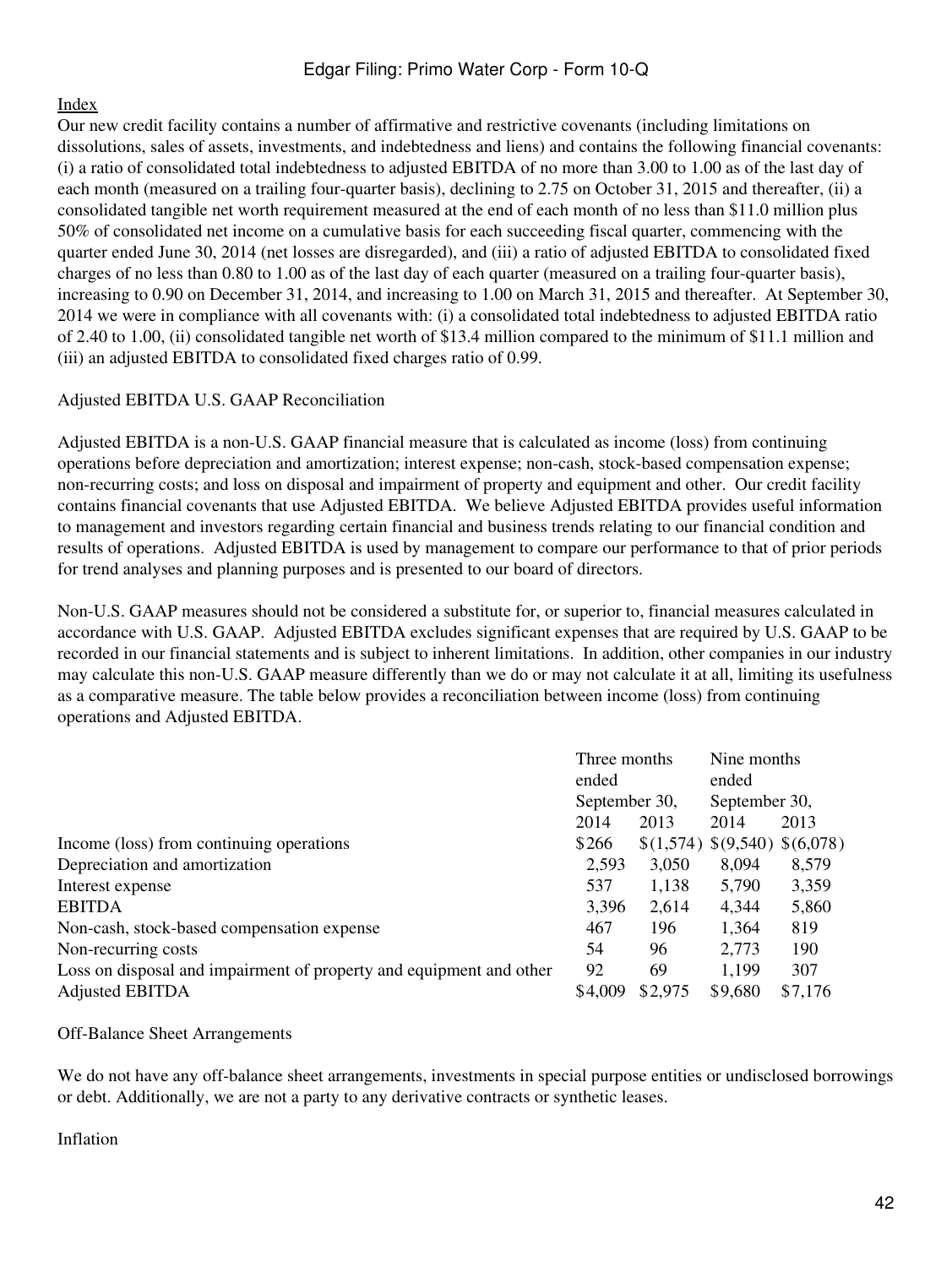Index

Our new credit facility contains a number of affirmative and restrictive covenants (including limitations on dissolutions, sales of assets, investments, and indebtedness and liens) and contains the following financial covenants: (i) a ratio of consolidated total indebtedness to adjusted EBITDA of no more than 3.00 to 1.00 as of the last day of each month (measured on a trailing four-quarter basis), declining to 2.75 on October 31, 2015 and thereafter, (ii) a consolidated tangible net worth requirement measured at the end of each month of no less than $11.0 million plus 50% of consolidated net income on a cumulative basis for each succeeding fiscal quarter, commencing with the quarter ended June 30, 2014 (net losses are disregarded), and (iii) a ratio of adjusted EBITDA to consolidated fixed charges of no less than 0.80 to 1.00 as of the last day of each quarter (measured on a trailing four-quarter basis), increasing to 0.90 on December 31, 2014, and increasing to 1.00 on March 31, 2015 and thereafter. At September 30, 2014 we were in compliance with all covenants with: (i) a consolidated total indebtedness to adjusted EBITDA ratio of 2.40 to 1.00, (ii) consolidated tangible net worth of $13.4 million compared to the minimum of $11.1 million and (iii) an adjusted EBITDA to consolidated fixed charges ratio of 0.99.

Adjusted EBITDA U.S. GAAP Reconciliation

Adjusted EBITDA is a non-U.S. GAAP financial measure that is calculated as income (loss) from continuing operations before depreciation and amortization; interest expense; non-cash, stock-based compensation expense; non-recurring costs; and loss on disposal and impairment of property and equipment and other. Our credit facility contains financial covenants that use Adjusted EBITDA. We believe Adjusted EBITDA provides useful information to management and investors regarding certain financial and business trends relating to our financial condition and results of operations. Adjusted EBITDA is used by management to compare our performance to that of prior periods for trend analyses and planning purposes and is presented to our board of directors.

Non-U.S. GAAP measures should not be considered a substitute for, or superior to, financial measures calculated in accordance with U.S. GAAP. Adjusted EBITDA excludes significant expenses that are required by U.S. GAAP to be recorded in our financial statements and is subject to inherent limitations. In addition, other companies in our industry may calculate this non-U.S. GAAP measure differently than we do or may not calculate it at all, limiting its usefulness as a comparative measure. The table below provides a reconciliation between income (loss) from continuing operations and Adjusted EBITDA.

| | Three months ended September 30, | | Nine months ended September 30, | |
|---|---|---|---|---|
| | 2014 | 2013 | 2014 | 2013 |
| Income (loss) from continuing operations | $266 | $(1,574) | $(9,540) | $(6,078) |
| Depreciation and amortization | 2,593 | 3,050 | 8,094 | 8,579 |
| Interest expense | 537 | 1,138 | 5,790 | 3,359 |
| EBITDA | 3,396 | 2,614 | 4,344 | 5,860 |
| Non-cash, stock-based compensation expense | 467 | 196 | 1,364 | 819 |
| Non-recurring costs | 54 | 96 | 2,773 | 190 |
| Loss on disposal and impairment of property and equipment and other | 92 | 69 | 1,199 | 307 |
| Adjusted EBITDA | $4,009 | $2,975 | $9,680 | $7,176 |

Off-Balance Sheet Arrangements

We do not have any off-balance sheet arrangements, investments in special purpose entities or undisclosed borrowings or debt. Additionally, we are not a party to any derivative contracts or synthetic leases.

Inflation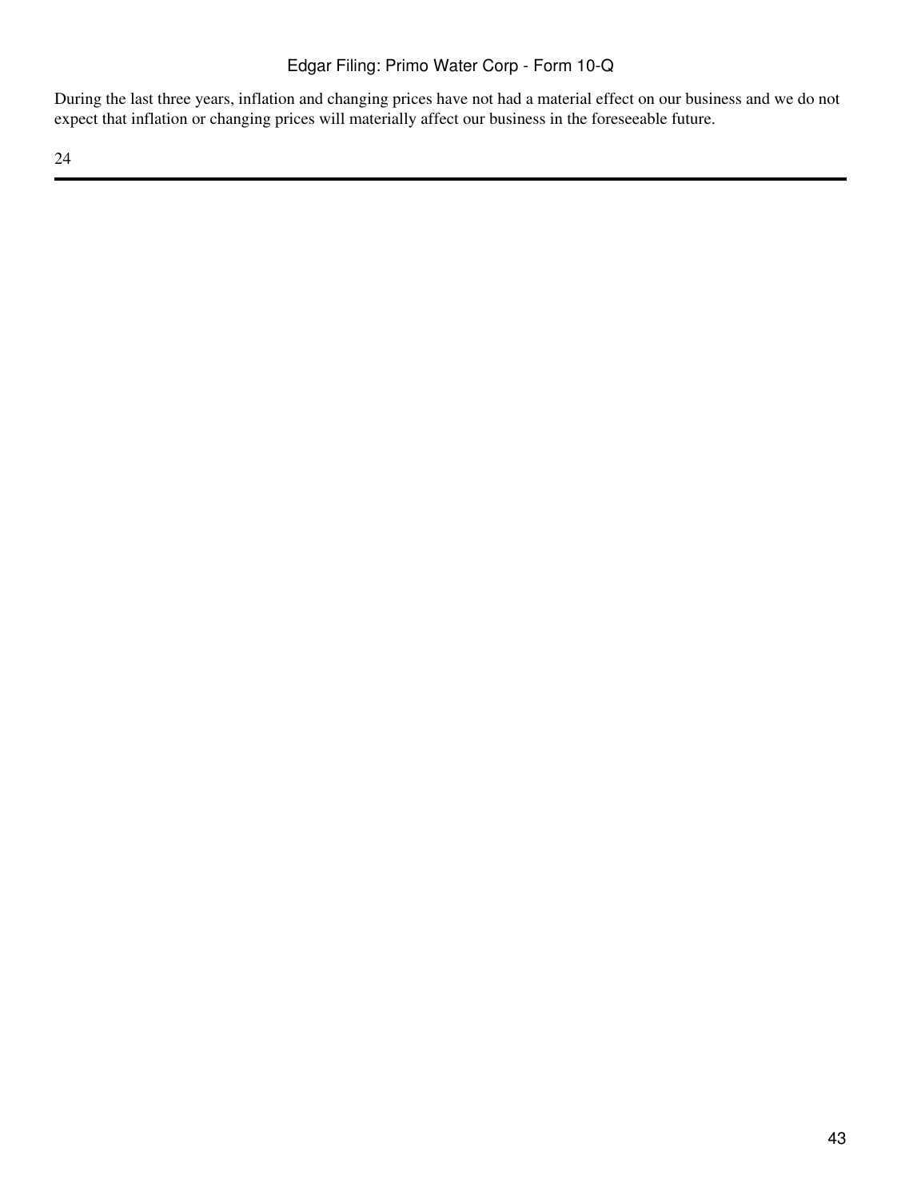During the last three years, inflation and changing prices have not had a material effect on our business and we do not expect that inflation or changing prices will materially affect our business in the foreseeable future.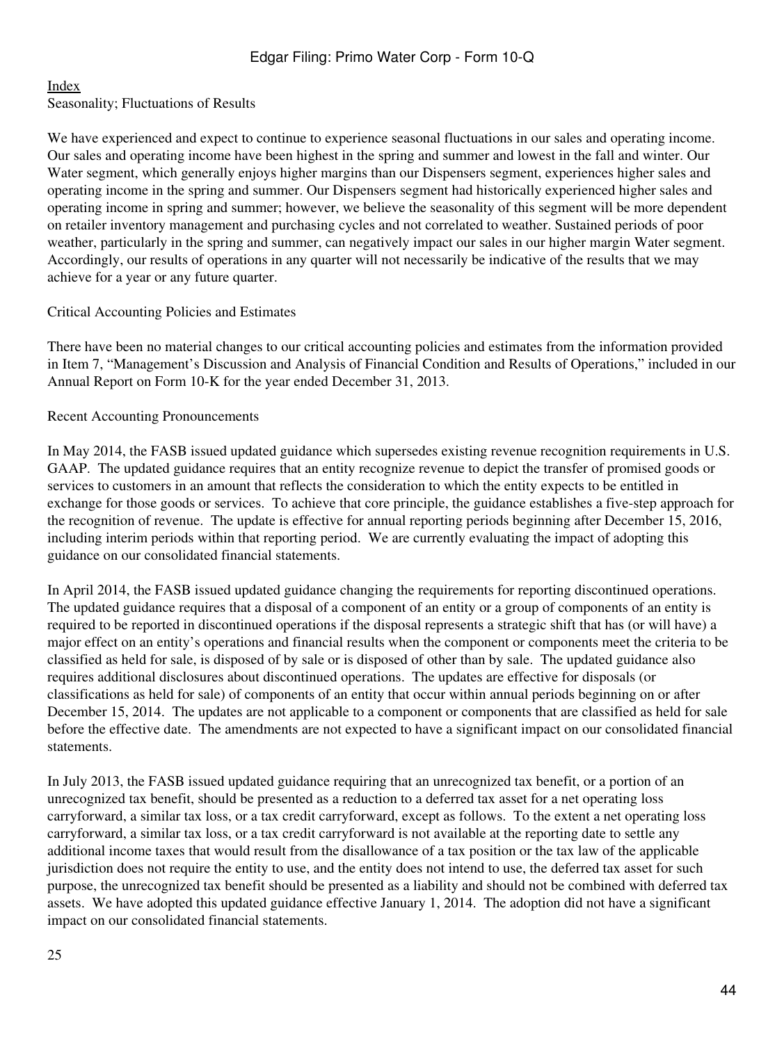Index

## Seasonality; Fluctuations of Results

We have experienced and expect to continue to experience seasonal fluctuations in our sales and operating income. Our sales and operating income have been highest in the spring and summer and lowest in the fall and winter. Our Water segment, which generally enjoys higher margins than our Dispensers segment, experiences higher sales and operating income in the spring and summer. Our Dispensers segment had historically experienced higher sales and operating income in spring and summer; however, we believe the seasonality of this segment will be more dependent on retailer inventory management and purchasing cycles and not correlated to weather. Sustained periods of poor weather, particularly in the spring and summer, can negatively impact our sales in our higher margin Water segment. Accordingly, our results of operations in any quarter will not necessarily be indicative of the results that we may achieve for a year or any future quarter.

## Critical Accounting Policies and Estimates

There have been no material changes to our critical accounting policies and estimates from the information provided in Item 7, "Management's Discussion and Analysis of Financial Condition and Results of Operations," included in our Annual Report on Form 10-K for the year ended December 31, 2013.

## Recent Accounting Pronouncements

In May 2014, the FASB issued updated guidance which supersedes existing revenue recognition requirements in U.S. GAAP. The updated guidance requires that an entity recognize revenue to depict the transfer of promised goods or services to customers in an amount that reflects the consideration to which the entity expects to be entitled in exchange for those goods or services. To achieve that core principle, the guidance establishes a five-step approach for the recognition of revenue. The update is effective for annual reporting periods beginning after December 15, 2016, including interim periods within that reporting period. We are currently evaluating the impact of adopting this guidance on our consolidated financial statements.

In April 2014, the FASB issued updated guidance changing the requirements for reporting discontinued operations. The updated guidance requires that a disposal of a component of an entity or a group of components of an entity is required to be reported in discontinued operations if the disposal represents a strategic shift that has (or will have) a major effect on an entity's operations and financial results when the component or components meet the criteria to be classified as held for sale, is disposed of by sale or is disposed of other than by sale. The updated guidance also requires additional disclosures about discontinued operations. The updates are effective for disposals (or classifications as held for sale) of components of an entity that occur within annual periods beginning on or after December 15, 2014. The updates are not applicable to a component or components that are classified as held for sale before the effective date. The amendments are not expected to have a significant impact on our consolidated financial statements.

In July 2013, the FASB issued updated guidance requiring that an unrecognized tax benefit, or a portion of an unrecognized tax benefit, should be presented as a reduction to a deferred tax asset for a net operating loss carryforward, a similar tax loss, or a tax credit carryforward, except as follows. To the extent a net operating loss carryforward, a similar tax loss, or a tax credit carryforward is not available at the reporting date to settle any additional income taxes that would result from the disallowance of a tax position or the tax law of the applicable jurisdiction does not require the entity to use, and the entity does not intend to use, the deferred tax asset for such purpose, the unrecognized tax benefit should be presented as a liability and should not be combined with deferred tax assets. We have adopted this updated guidance effective January 1, 2014. The adoption did not have a significant impact on our consolidated financial statements.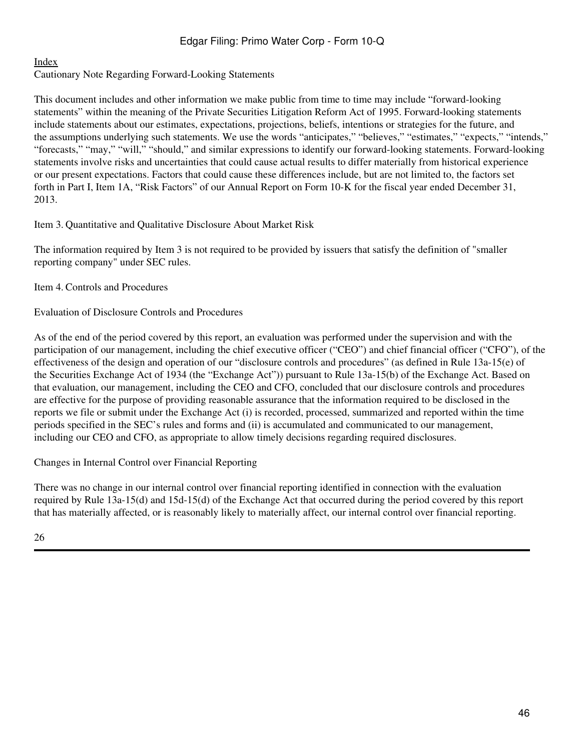[Index](#)

Cautionary Note Regarding Forward-Looking Statements

This document includes and other information we make public from time to time may include “forward-looking statements” within the meaning of the Private Securities Litigation Reform Act of 1995. Forward-looking statements include statements about our estimates, expectations, projections, beliefs, intentions or strategies for the future, and the assumptions underlying such statements. We use the words “anticipates,” “believes,” “estimates,” “expects,” “intends,” “forecasts,” “may,” “will,” “should,” and similar expressions to identify our forward-looking statements. Forward-looking statements involve risks and uncertainties that could cause actual results to differ materially from historical experience or our present expectations. Factors that could cause these differences include, but are not limited to, the factors set forth in Part I, Item 1A, “Risk Factors” of our Annual Report on Form 10-K for the fiscal year ended December 31, 2013.

## Item 3. Quantitative and Qualitative Disclosure About Market Risk

The information required by Item 3 is not required to be provided by issuers that satisfy the definition of "smaller reporting company" under SEC rules.

## Item 4. Controls and Procedures

### Evaluation of Disclosure Controls and Procedures

As of the end of the period covered by this report, an evaluation was performed under the supervision and with the participation of our management, including the chief executive officer (“CEO”) and chief financial officer (“CFO”), of the effectiveness of the design and operation of our “disclosure controls and procedures” (as defined in Rule 13a-15(e) of the Securities Exchange Act of 1934 (the “Exchange Act”)) pursuant to Rule 13a-15(b) of the Exchange Act. Based on that evaluation, our management, including the CEO and CFO, concluded that our disclosure controls and procedures are effective for the purpose of providing reasonable assurance that the information required to be disclosed in the reports we file or submit under the Exchange Act (i) is recorded, processed, summarized and reported within the time periods specified in the SEC’s rules and forms and (ii) is accumulated and communicated to our management, including our CEO and CFO, as appropriate to allow timely decisions regarding required disclosures.

### Changes in Internal Control over Financial Reporting

There was no change in our internal control over financial reporting identified in connection with the evaluation required by Rule 13a-15(d) and 15d-15(d) of the Exchange Act that occurred during the period covered by this report that has materially affected, or is reasonably likely to materially affect, our internal control over financial reporting.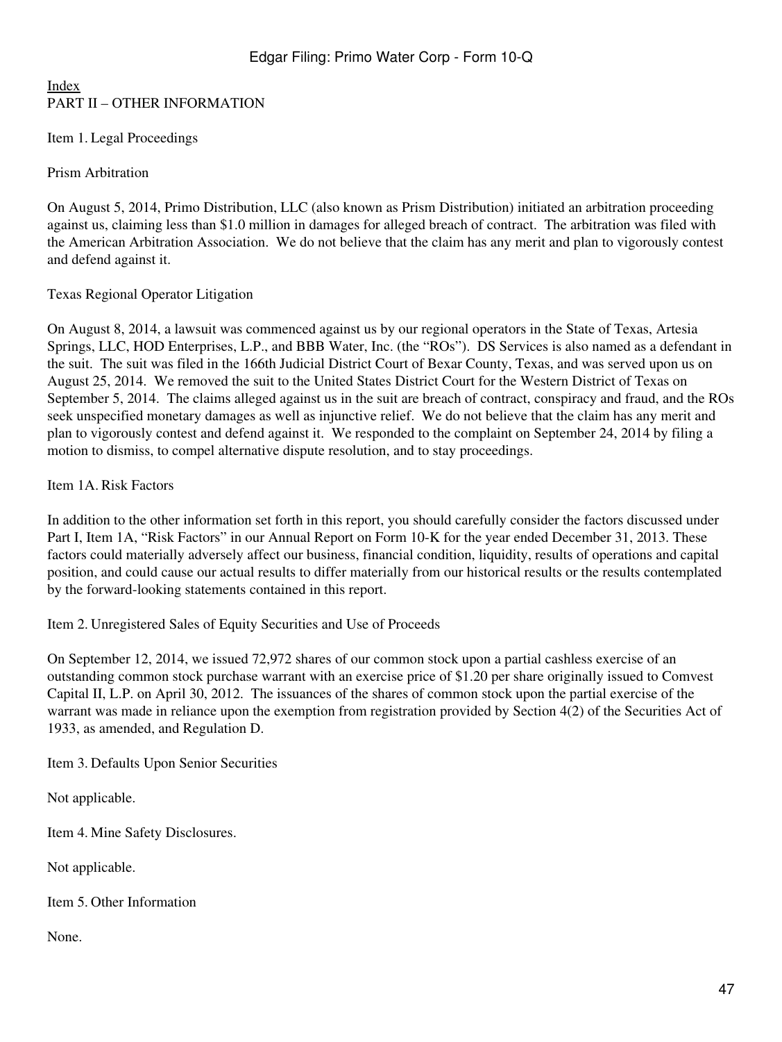Index

## PART II – OTHER INFORMATION

### Item 1. Legal Proceedings

Prism Arbitration

On August 5, 2014, Primo Distribution, LLC (also known as Prism Distribution) initiated an arbitration proceeding against us, claiming less than $1.0 million in damages for alleged breach of contract. The arbitration was filed with the American Arbitration Association. We do not believe that the claim has any merit and plan to vigorously contest and defend against it.

Texas Regional Operator Litigation

On August 8, 2014, a lawsuit was commenced against us by our regional operators in the State of Texas, Artesia Springs, LLC, HOD Enterprises, L.P., and BBB Water, Inc. (the "ROs"). DS Services is also named as a defendant in the suit. The suit was filed in the 166th Judicial District Court of Bexar County, Texas, and was served upon us on August 25, 2014. We removed the suit to the United States District Court for the Western District of Texas on September 5, 2014. The claims alleged against us in the suit are breach of contract, conspiracy and fraud, and the ROs seek unspecified monetary damages as well as injunctive relief. We do not believe that the claim has any merit and plan to vigorously contest and defend against it. We responded to the complaint on September 24, 2014 by filing a motion to dismiss, to compel alternative dispute resolution, and to stay proceedings.

### Item 1A. Risk Factors

In addition to the other information set forth in this report, you should carefully consider the factors discussed under Part I, Item 1A, "Risk Factors" in our Annual Report on Form 10-K for the year ended December 31, 2013. These factors could materially adversely affect our business, financial condition, liquidity, results of operations and capital position, and could cause our actual results to differ materially from our historical results or the results contemplated by the forward-looking statements contained in this report.

### Item 2. Unregistered Sales of Equity Securities and Use of Proceeds

On September 12, 2014, we issued 72,972 shares of our common stock upon a partial cashless exercise of an outstanding common stock purchase warrant with an exercise price of $1.20 per share originally issued to Comvest Capital II, L.P. on April 30, 2012. The issuances of the shares of common stock upon the partial exercise of the warrant was made in reliance upon the exemption from registration provided by Section 4(2) of the Securities Act of 1933, as amended, and Regulation D.

### Item 3. Defaults Upon Senior Securities

Not applicable.

### Item 4. Mine Safety Disclosures.

Not applicable.

### Item 5. Other Information

None.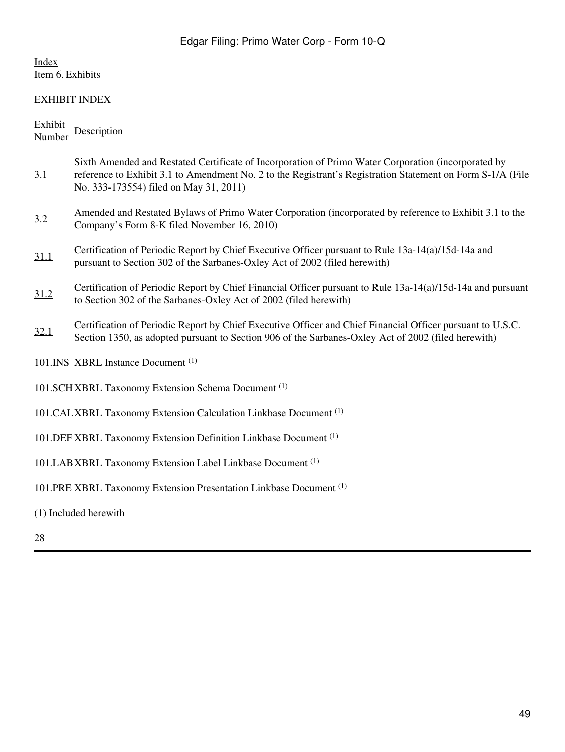Index
Item 6. Exhibits

EXHIBIT INDEX

| Exhibit Number | Description |
| --- | --- |
| 3.1 | Sixth Amended and Restated Certificate of Incorporation of Primo Water Corporation (incorporated by reference to Exhibit 3.1 to Amendment No. 2 to the Registrant's Registration Statement on Form S-1/A (File No. 333-173554) filed on May 31, 2011) |
| 3.2 | Amended and Restated Bylaws of Primo Water Corporation (incorporated by reference to Exhibit 3.1 to the Company's Form 8-K filed November 16, 2010) |
| 31.1 | Certification of Periodic Report by Chief Executive Officer pursuant to Rule 13a-14(a)/15d-14a and pursuant to Section 302 of the Sarbanes-Oxley Act of 2002 (filed herewith) |
| 31.2 | Certification of Periodic Report by Chief Financial Officer pursuant to Rule 13a-14(a)/15d-14a and pursuant to Section 302 of the Sarbanes-Oxley Act of 2002 (filed herewith) |
| 32.1 | Certification of Periodic Report by Chief Executive Officer and Chief Financial Officer pursuant to U.S.C. Section 1350, as adopted pursuant to Section 906 of the Sarbanes-Oxley Act of 2002 (filed herewith) |
| 101.INS | XBRL Instance Document [(1)] |
| 101.SCH | XBRL Taxonomy Extension Schema Document [(1)] |
| 101.CAL | XBRL Taxonomy Extension Calculation Linkbase Document [(1)] |
| 101.DEF | XBRL Taxonomy Extension Definition Linkbase Document [(1)] |
| 101.LAB | XBRL Taxonomy Extension Label Linkbase Document [(1)] |
| 101.PRE | XBRL Taxonomy Extension Presentation Linkbase Document [(1)] |

(1) Included herewith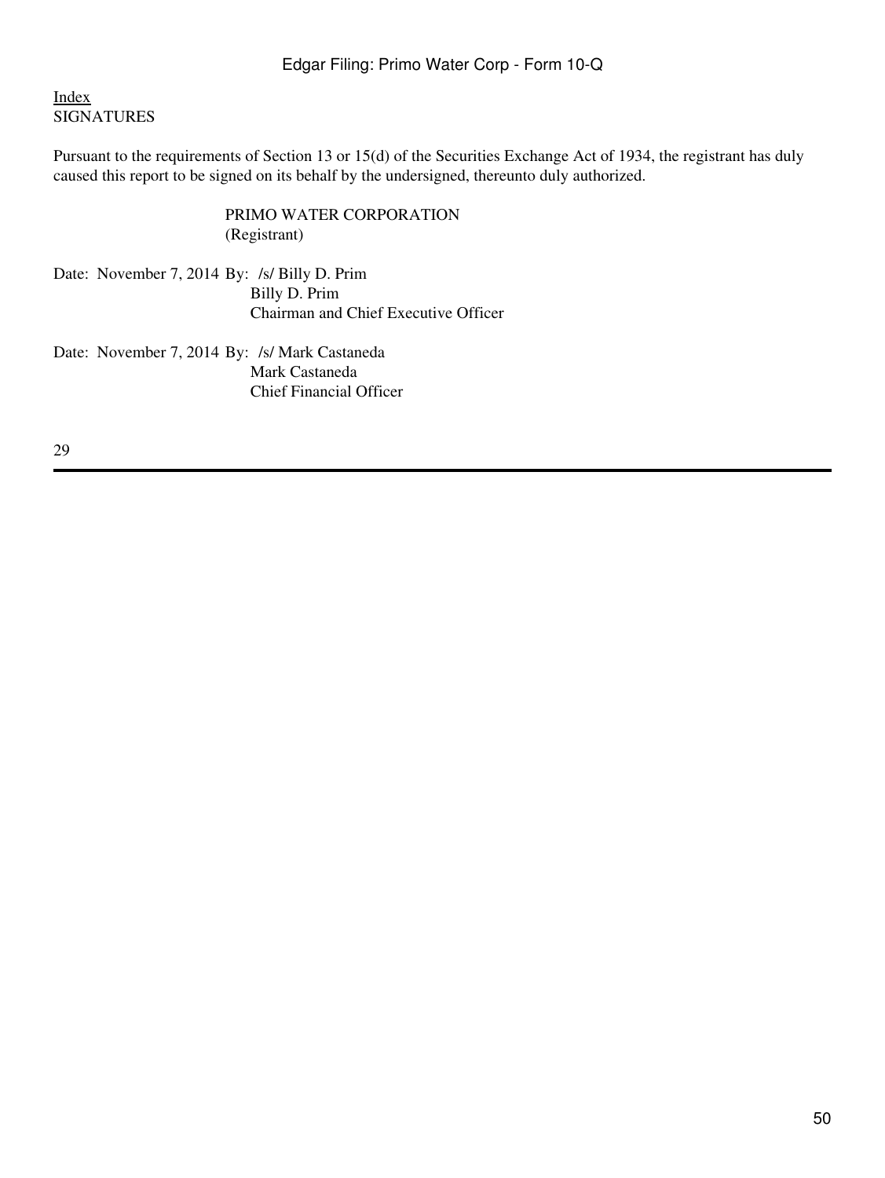[Index](#)

## SIGNATURES

Pursuant to the requirements of Section 13 or 15(d) of the Securities Exchange Act of 1934, the registrant has duly caused this report to be signed on its behalf by the undersigned, thereunto duly authorized.

PRIMO WATER CORPORATION
(Registrant)

Date: November 7, 2014 By: /s/ Billy D. Prim
Billy D. Prim
Chairman and Chief Executive Officer

Date: November 7, 2014 By: /s/ Mark Castaneda
Mark Castaneda
Chief Financial Officer

29